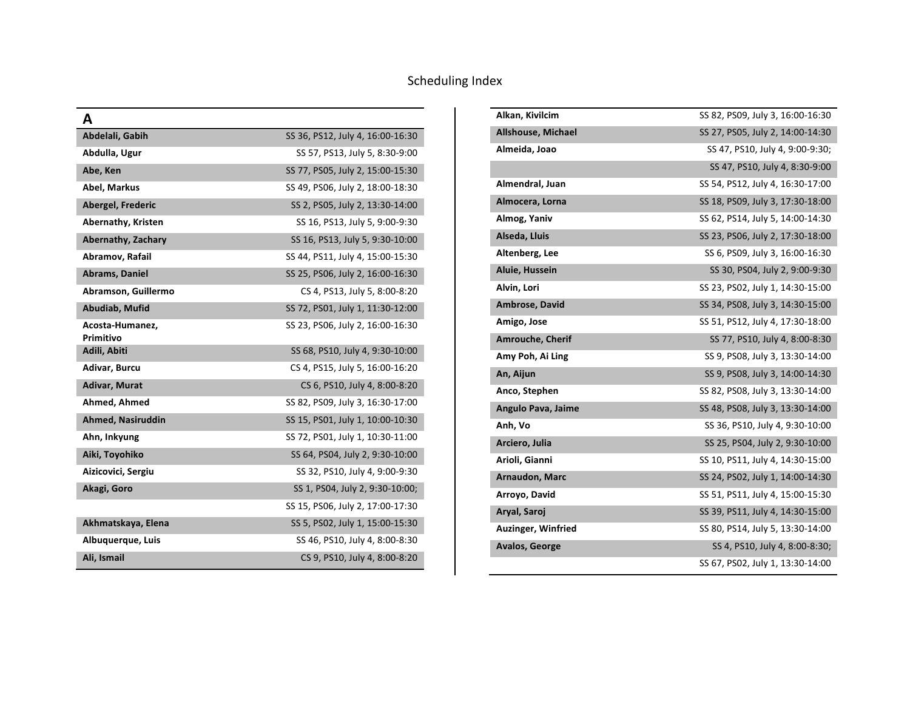# Scheduling Index

## A

| Name | Schedule |
|---|---|
| **Abdelali, Gabih** | SS 36, PS12, July 4, 16:00-16:30 |
| **Abdulla, Ugur** | SS 57, PS13, July 5, 8:30-9:00 |
| **Abe, Ken** | SS 77, PS05, July 2, 15:00-15:30 |
| **Abel, Markus** | SS 49, PS06, July 2, 18:00-18:30 |
| **Abergel, Frederic** | SS 2, PS05, July 2, 13:30-14:00 |
| **Abernathy, Kristen** | SS 16, PS13, July 5, 9:00-9:30 |
| **Abernathy, Zachary** | SS 16, PS13, July 5, 9:30-10:00 |
| **Abramov, Rafail** | SS 44, PS11, July 4, 15:00-15:30 |
| **Abrams, Daniel** | SS 25, PS06, July 2, 16:00-16:30 |
| **Abramson, Guillermo** | CS 4, PS13, July 5, 8:00-8:20 |
| **Abudiab, Mufid** | SS 72, PS01, July 1, 11:30-12:00 |
| **Acosta-Humanez, Primitivo** | SS 23, PS06, July 2, 16:00-16:30 |
| **Adili, Abiti** | SS 68, PS10, July 4, 9:30-10:00 |
| **Adivar, Burcu** | CS 4, PS15, July 5, 16:00-16:20 |
| **Adivar, Murat** | CS 6, PS10, July 4, 8:00-8:20 |
| **Ahmed, Ahmed** | SS 82, PS09, July 3, 16:30-17:00 |
| **Ahmed, Nasiruddin** | SS 15, PS01, July 1, 10:00-10:30 |
| **Ahn, Inkyung** | SS 72, PS01, July 1, 10:30-11:00 |
| **Aiki, Toyohiko** | SS 64, PS04, July 2, 9:30-10:00 |
| **Aizicovici, Sergiu** | SS 32, PS10, July 4, 9:00-9:30 |
| **Akagi, Goro** | SS 1, PS04, July 2, 9:30-10:00; |
| | SS 15, PS06, July 2, 17:00-17:30 |
| **Akhmatskaya, Elena** | SS 5, PS02, July 1, 15:00-15:30 |
| **Albuquerque, Luis** | SS 46, PS10, July 4, 8:00-8:30 |
| **Ali, Ismail** | CS 9, PS10, July 4, 8:00-8:20 |
| **Alkan, Kivilcim** | SS 82, PS09, July 3, 16:00-16:30 |
| **Allshouse, Michael** | SS 27, PS05, July 2, 14:00-14:30 |
| **Almeida, Joao** | SS 47, PS10, July 4, 9:00-9:30; |
| | SS 47, PS10, July 4, 8:30-9:00 |
| **Almendral, Juan** | SS 54, PS12, July 4, 16:30-17:00 |
| **Almocera, Lorna** | SS 18, PS09, July 3, 17:30-18:00 |
| **Almog, Yaniv** | SS 62, PS14, July 5, 14:00-14:30 |
| **Alseda, Lluis** | SS 23, PS06, July 2, 17:30-18:00 |
| **Altenberg, Lee** | SS 6, PS09, July 3, 16:00-16:30 |
| **Aluie, Hussein** | SS 30, PS04, July 2, 9:00-9:30 |
| **Alvin, Lori** | SS 23, PS02, July 1, 14:30-15:00 |
| **Ambrose, David** | SS 34, PS08, July 3, 14:30-15:00 |
| **Amigo, Jose** | SS 51, PS12, July 4, 17:30-18:00 |
| **Amrouche, Cherif** | SS 77, PS10, July 4, 8:00-8:30 |
| **Amy Poh, Ai Ling** | SS 9, PS08, July 3, 13:30-14:00 |
| **An, Aijun** | SS 9, PS08, July 3, 14:00-14:30 |
| **Anco, Stephen** | SS 82, PS08, July 3, 13:30-14:00 |
| **Angulo Pava, Jaime** | SS 48, PS08, July 3, 13:30-14:00 |
| **Anh, Vo** | SS 36, PS10, July 4, 9:30-10:00 |
| **Arciero, Julia** | SS 25, PS04, July 2, 9:30-10:00 |
| **Arioli, Gianni** | SS 10, PS11, July 4, 14:30-15:00 |
| **Arnaudon, Marc** | SS 24, PS02, July 1, 14:00-14:30 |
| **Arroyo, David** | SS 51, PS11, July 4, 15:00-15:30 |
| **Aryal, Saroj** | SS 39, PS11, July 4, 14:30-15:00 |
| **Auzinger, Winfried** | SS 80, PS14, July 5, 13:30-14:00 |
| **Avalos, George** | SS 4, PS10, July 4, 8:00-8:30; |
| | SS 67, PS02, July 1, 13:30-14:00 |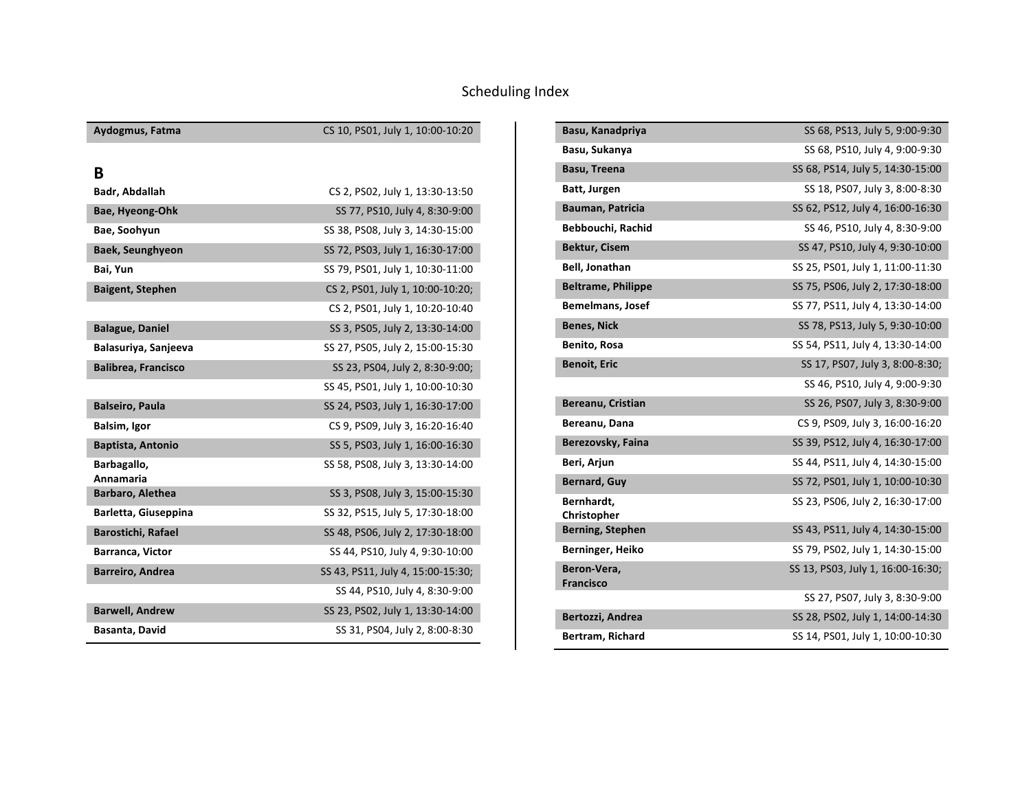# Scheduling Index

| | |
|---|---|
| **Aydogmus, Fatma** | CS 10, PS01, July 1, 10:00-10:20 |

## B

| | |
|---|---|
| **Badr, Abdallah** | CS 2, PS02, July 1, 13:30-13:50 |
| **Bae, Hyeong-Ohk** | SS 77, PS10, July 4, 8:30-9:00 |
| **Bae, Soohyun** | SS 38, PS08, July 3, 14:30-15:00 |
| **Baek, Seunghyeon** | SS 72, PS03, July 1, 16:30-17:00 |
| **Bai, Yun** | SS 79, PS01, July 1, 10:30-11:00 |
| **Baigent, Stephen** | CS 2, PS01, July 1, 10:00-10:20; |
| | CS 2, PS01, July 1, 10:20-10:40 |
| **Balague, Daniel** | SS 3, PS05, July 2, 13:30-14:00 |
| **Balasuriya, Sanjeeva** | SS 27, PS05, July 2, 15:00-15:30 |
| **Balibrea, Francisco** | SS 23, PS04, July 2, 8:30-9:00; |
| | SS 45, PS01, July 1, 10:00-10:30 |
| **Balseiro, Paula** | SS 24, PS03, July 1, 16:30-17:00 |
| **Balsim, Igor** | CS 9, PS09, July 3, 16:20-16:40 |
| **Baptista, Antonio** | SS 5, PS03, July 1, 16:00-16:30 |
| **Barbagallo, Annamaria** | SS 58, PS08, July 3, 13:30-14:00 |
| **Barbaro, Alethea** | SS 3, PS08, July 3, 15:00-15:30 |
| **Barletta, Giuseppina** | SS 32, PS15, July 5, 17:30-18:00 |
| **Barostichi, Rafael** | SS 48, PS06, July 2, 17:30-18:00 |
| **Barranca, Victor** | SS 44, PS10, July 4, 9:30-10:00 |
| **Barreiro, Andrea** | SS 43, PS11, July 4, 15:00-15:30; |
| | SS 44, PS10, July 4, 8:30-9:00 |
| **Barwell, Andrew** | SS 23, PS02, July 1, 13:30-14:00 |
| **Basanta, David** | SS 31, PS04, July 2, 8:00-8:30 |
| **Basu, Kanadpriya** | SS 68, PS13, July 5, 9:00-9:30 |
| **Basu, Sukanya** | SS 68, PS10, July 4, 9:00-9:30 |
| **Basu, Treena** | SS 68, PS14, July 5, 14:30-15:00 |
| **Batt, Jurgen** | SS 18, PS07, July 3, 8:00-8:30 |
| **Bauman, Patricia** | SS 62, PS12, July 4, 16:00-16:30 |
| **Bebbouchi, Rachid** | SS 46, PS10, July 4, 8:30-9:00 |
| **Bektur, Cisem** | SS 47, PS10, July 4, 9:30-10:00 |
| **Bell, Jonathan** | SS 25, PS01, July 1, 11:00-11:30 |
| **Beltrame, Philippe** | SS 75, PS06, July 2, 17:30-18:00 |
| **Bemelmans, Josef** | SS 77, PS11, July 4, 13:30-14:00 |
| **Benes, Nick** | SS 78, PS13, July 5, 9:30-10:00 |
| **Benito, Rosa** | SS 54, PS11, July 4, 13:30-14:00 |
| **Benoit, Eric** | SS 17, PS07, July 3, 8:00-8:30; |
| | SS 46, PS10, July 4, 9:00-9:30 |
| **Bereanu, Cristian** | SS 26, PS07, July 3, 8:30-9:00 |
| **Bereanu, Dana** | CS 9, PS09, July 3, 16:00-16:20 |
| **Berezovsky, Faina** | SS 39, PS12, July 4, 16:30-17:00 |
| **Beri, Arjun** | SS 44, PS11, July 4, 14:30-15:00 |
| **Bernard, Guy** | SS 72, PS01, July 1, 10:00-10:30 |
| **Bernhardt, Christopher** | SS 23, PS06, July 2, 16:30-17:00 |
| **Berning, Stephen** | SS 43, PS11, July 4, 14:30-15:00 |
| **Berninger, Heiko** | SS 79, PS02, July 1, 14:30-15:00 |
| **Beron-Vera, Francisco** | SS 13, PS03, July 1, 16:00-16:30; |
| | SS 27, PS07, July 3, 8:30-9:00 |
| **Bertozzi, Andrea** | SS 28, PS02, July 1, 14:00-14:30 |
| **Bertram, Richard** | SS 14, PS01, July 1, 10:00-10:30 |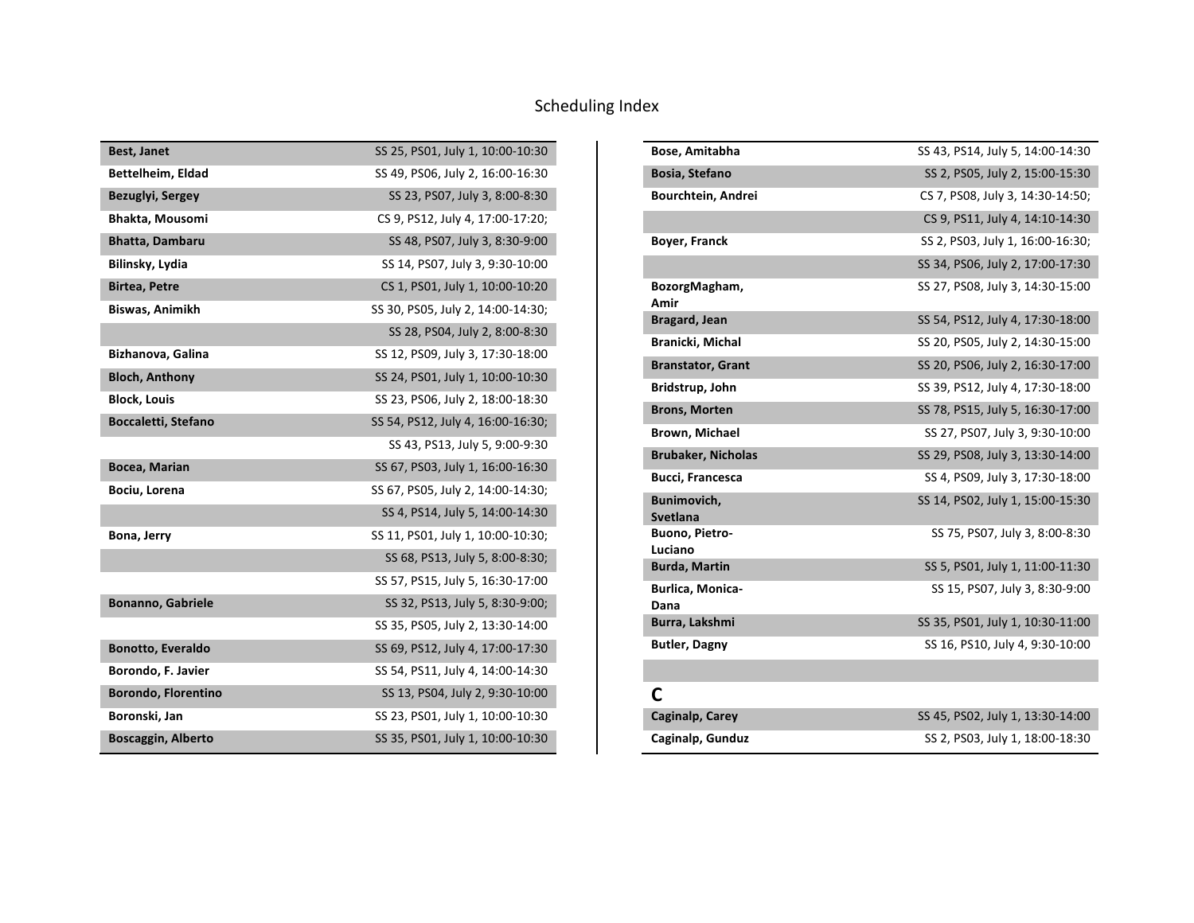# Scheduling Index

| Name | Schedule |
|---|---|
| **Best, Janet** | SS 25, PS01, July 1, 10:00-10:30 |
| **Bettelheim, Eldad** | SS 49, PS06, July 2, 16:00-16:30 |
| **Bezuglyi, Sergey** | SS 23, PS07, July 3, 8:00-8:30 |
| **Bhakta, Mousomi** | CS 9, PS12, July 4, 17:00-17:20; |
| **Bhatta, Dambaru** | SS 48, PS07, July 3, 8:30-9:00 |
| **Bilinsky, Lydia** | SS 14, PS07, July 3, 9:30-10:00 |
| **Birtea, Petre** | CS 1, PS01, July 1, 10:00-10:20 |
| **Biswas, Animikh** | SS 30, PS05, July 2, 14:00-14:30; |
| | SS 28, PS04, July 2, 8:00-8:30 |
| **Bizhanova, Galina** | SS 12, PS09, July 3, 17:30-18:00 |
| **Bloch, Anthony** | SS 24, PS01, July 1, 10:00-10:30 |
| **Block, Louis** | SS 23, PS06, July 2, 18:00-18:30 |
| **Boccaletti, Stefano** | SS 54, PS12, July 4, 16:00-16:30; |
| | SS 43, PS13, July 5, 9:00-9:30 |
| **Bocea, Marian** | SS 67, PS03, July 1, 16:00-16:30 |
| **Bociu, Lorena** | SS 67, PS05, July 2, 14:00-14:30; |
| | SS 4, PS14, July 5, 14:00-14:30 |
| **Bona, Jerry** | SS 11, PS01, July 1, 10:00-10:30; |
| | SS 68, PS13, July 5, 8:00-8:30; |
| | SS 57, PS15, July 5, 16:30-17:00 |
| **Bonanno, Gabriele** | SS 32, PS13, July 5, 8:30-9:00; |
| | SS 35, PS05, July 2, 13:30-14:00 |
| **Bonotto, Everaldo** | SS 69, PS12, July 4, 17:00-17:30 |
| **Borondo, F. Javier** | SS 54, PS11, July 4, 14:00-14:30 |
| **Borondo, Florentino** | SS 13, PS04, July 2, 9:30-10:00 |
| **Boronski, Jan** | SS 23, PS01, July 1, 10:00-10:30 |
| **Boscaggin, Alberto** | SS 35, PS01, July 1, 10:00-10:30 |
| **Bose, Amitabha** | SS 43, PS14, July 5, 14:00-14:30 |
| **Bosia, Stefano** | SS 2, PS05, July 2, 15:00-15:30 |
| **Bourchtein, Andrei** | CS 7, PS08, July 3, 14:30-14:50; |
| | CS 9, PS11, July 4, 14:10-14:30 |
| **Boyer, Franck** | SS 2, PS03, July 1, 16:00-16:30; |
| | SS 34, PS06, July 2, 17:00-17:30 |
| **BozorgMagham, Amir** | SS 27, PS08, July 3, 14:30-15:00 |
| **Bragard, Jean** | SS 54, PS12, July 4, 17:30-18:00 |
| **Branicki, Michal** | SS 20, PS05, July 2, 14:30-15:00 |
| **Branstator, Grant** | SS 20, PS06, July 2, 16:30-17:00 |
| **Bridstrup, John** | SS 39, PS12, July 4, 17:30-18:00 |
| **Brons, Morten** | SS 78, PS15, July 5, 16:30-17:00 |
| **Brown, Michael** | SS 27, PS07, July 3, 9:30-10:00 |
| **Brubaker, Nicholas** | SS 29, PS08, July 3, 13:30-14:00 |
| **Bucci, Francesca** | SS 4, PS09, July 3, 17:30-18:00 |
| **Bunimovich, Svetlana** | SS 14, PS02, July 1, 15:00-15:30 |
| **Buono, Pietro-Luciano** | SS 75, PS07, July 3, 8:00-8:30 |
| **Burda, Martin** | SS 5, PS01, July 1, 11:00-11:30 |
| **Burlica, Monica-Dana** | SS 15, PS07, July 3, 8:30-9:00 |
| **Burra, Lakshmi** | SS 35, PS01, July 1, 10:30-11:00 |
| **Butler, Dagny** | SS 16, PS10, July 4, 9:30-10:00 |

## C

| Name | Schedule |
|---|---|
| **Caginalp, Carey** | SS 45, PS02, July 1, 13:30-14:00 |
| **Caginalp, Gunduz** | SS 2, PS03, July 1, 18:00-18:30 |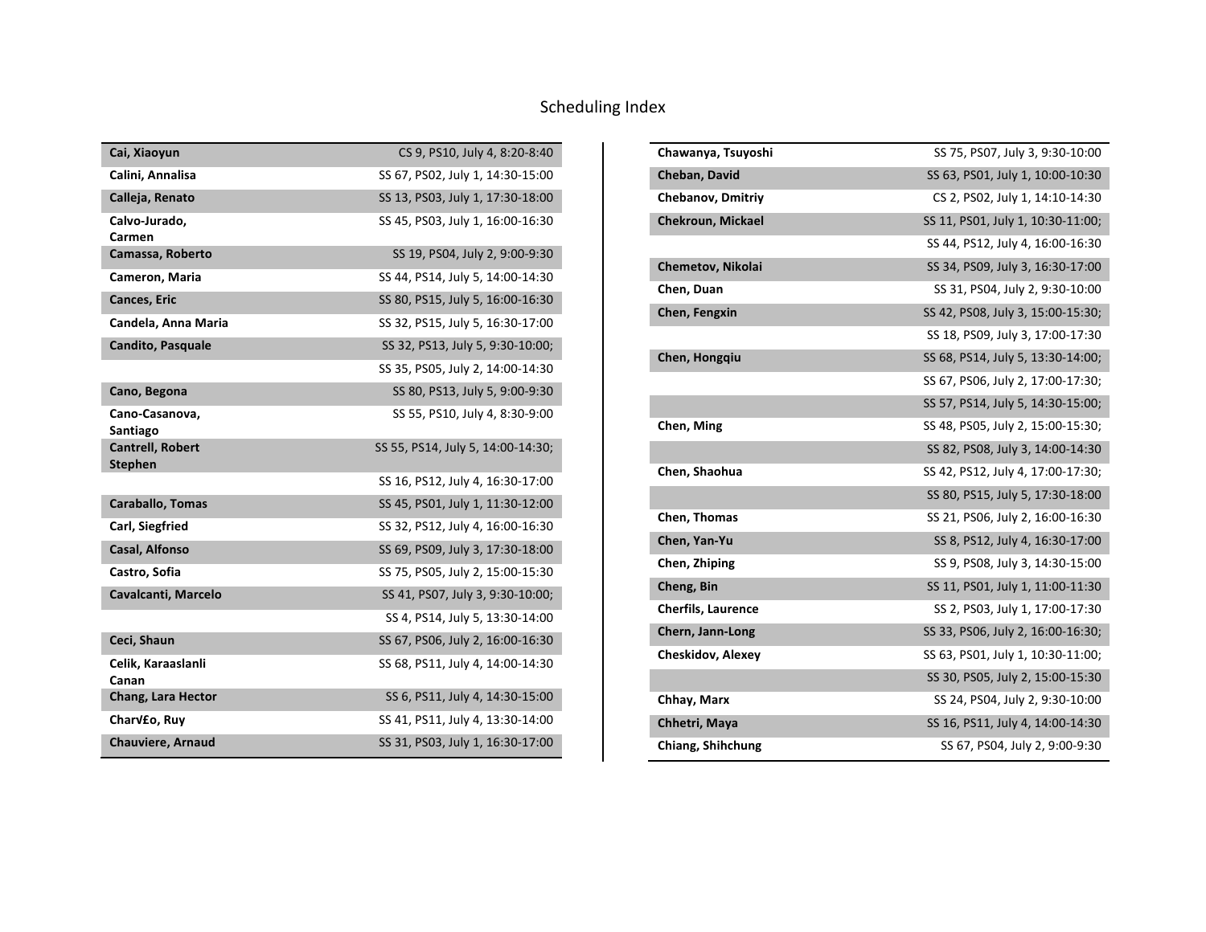# Scheduling Index

| Name | Session |
| --- | --- |
| Cai, Xiaoyun | CS 9, PS10, July 4, 8:20-8:40 |
| Calini, Annalisa | SS 67, PS02, July 1, 14:30-15:00 |
| Calleja, Renato | SS 13, PS03, July 1, 17:30-18:00 |
| Calvo-Jurado, Carmen | SS 45, PS03, July 1, 16:00-16:30 |
| Camassa, Roberto | SS 19, PS04, July 2, 9:00-9:30 |
| Cameron, Maria | SS 44, PS14, July 5, 14:00-14:30 |
| Cances, Eric | SS 80, PS15, July 5, 16:00-16:30 |
| Candela, Anna Maria | SS 32, PS15, July 5, 16:30-17:00 |
| Candito, Pasquale | SS 32, PS13, July 5, 9:30-10:00; |
| | SS 35, PS05, July 2, 14:00-14:30 |
| Cano, Begona | SS 80, PS13, July 5, 9:00-9:30 |
| Cano-Casanova, Santiago | SS 55, PS10, July 4, 8:30-9:00 |
| Cantrell, Robert Stephen | SS 55, PS14, July 5, 14:00-14:30; |
| | SS 16, PS12, July 4, 16:30-17:00 |
| Caraballo, Tomas | SS 45, PS01, July 1, 11:30-12:00 |
| Carl, Siegfried | SS 32, PS12, July 4, 16:00-16:30 |
| Casal, Alfonso | SS 69, PS09, July 3, 17:30-18:00 |
| Castro, Sofia | SS 75, PS05, July 2, 15:00-15:30 |
| Cavalcanti, Marcelo | SS 41, PS07, July 3, 9:30-10:00; |
| | SS 4, PS14, July 5, 13:30-14:00 |
| Ceci, Shaun | SS 67, PS06, July 2, 16:00-16:30 |
| Celik, Karaaslanli Canan | SS 68, PS11, July 4, 14:00-14:30 |
| Chang, Lara Hector | SS 6, PS11, July 4, 14:30-15:00 |
| Charv£o, Ruy | SS 41, PS11, July 4, 13:30-14:00 |
| Chauviere, Arnaud | SS 31, PS03, July 1, 16:30-17:00 |
| Chawanya, Tsuyoshi | SS 75, PS07, July 3, 9:30-10:00 |
| Cheban, David | SS 63, PS01, July 1, 10:00-10:30 |
| Chebanov, Dmitriy | CS 2, PS02, July 1, 14:10-14:30 |
| Chekroun, Mickael | SS 11, PS01, July 1, 10:30-11:00; |
| | SS 44, PS12, July 4, 16:00-16:30 |
| Chemetov, Nikolai | SS 34, PS09, July 3, 16:30-17:00 |
| Chen, Duan | SS 31, PS04, July 2, 9:30-10:00 |
| Chen, Fengxin | SS 42, PS08, July 3, 15:00-15:30; |
| | SS 18, PS09, July 3, 17:00-17:30 |
| Chen, Hongqiu | SS 68, PS14, July 5, 13:30-14:00; |
| | SS 67, PS06, July 2, 17:00-17:30; |
| | SS 57, PS14, July 5, 14:30-15:00; |
| Chen, Ming | SS 48, PS05, July 2, 15:00-15:30; |
| | SS 82, PS08, July 3, 14:00-14:30 |
| Chen, Shaohua | SS 42, PS12, July 4, 17:00-17:30; |
| | SS 80, PS15, July 5, 17:30-18:00 |
| Chen, Thomas | SS 21, PS06, July 2, 16:00-16:30 |
| Chen, Yan-Yu | SS 8, PS12, July 4, 16:30-17:00 |
| Chen, Zhiping | SS 9, PS08, July 3, 14:30-15:00 |
| Cheng, Bin | SS 11, PS01, July 1, 11:00-11:30 |
| Cherfils, Laurence | SS 2, PS03, July 1, 17:00-17:30 |
| Chern, Jann-Long | SS 33, PS06, July 2, 16:00-16:30; |
| Cheskidov, Alexey | SS 63, PS01, July 1, 10:30-11:00; |
| | SS 30, PS05, July 2, 15:00-15:30 |
| Chhay, Marx | SS 24, PS04, July 2, 9:30-10:00 |
| Chhetri, Maya | SS 16, PS11, July 4, 14:00-14:30 |
| Chiang, Shihchung | SS 67, PS04, July 2, 9:00-9:30 |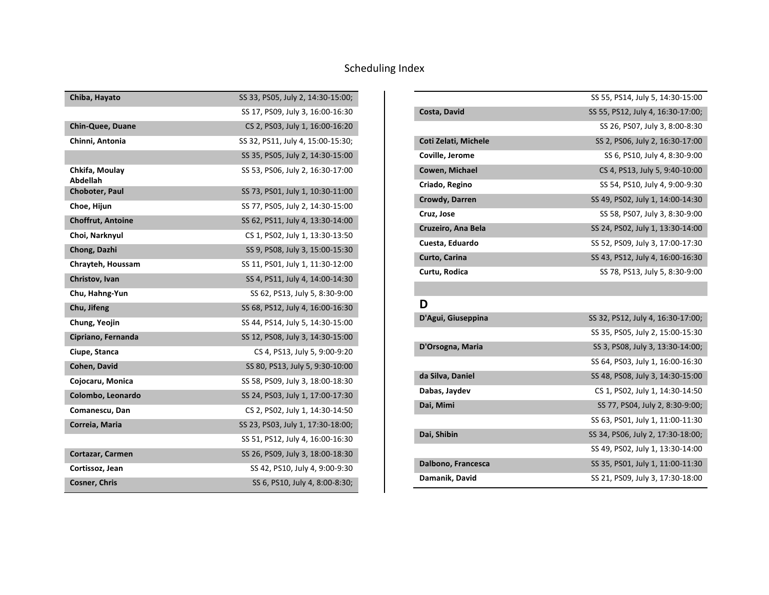# Scheduling Index

| Name | Session |
|---|---|
| **Chiba, Hayato** | SS 33, PS05, July 2, 14:30-15:00; |
| | SS 17, PS09, July 3, 16:00-16:30 |
| **Chin-Quee, Duane** | CS 2, PS03, July 1, 16:00-16:20 |
| **Chinni, Antonia** | SS 32, PS11, July 4, 15:00-15:30; |
| | SS 35, PS05, July 2, 14:30-15:00 |
| **Chkifa, Moulay Abdellah** | SS 53, PS06, July 2, 16:30-17:00 |
| **Choboter, Paul** | SS 73, PS01, July 1, 10:30-11:00 |
| **Choe, Hijun** | SS 77, PS05, July 2, 14:30-15:00 |
| **Choffrut, Antoine** | SS 62, PS11, July 4, 13:30-14:00 |
| **Choi, Narknyul** | CS 1, PS02, July 1, 13:30-13:50 |
| **Chong, Dazhi** | SS 9, PS08, July 3, 15:00-15:30 |
| **Chrayteh, Houssam** | SS 11, PS01, July 1, 11:30-12:00 |
| **Christov, Ivan** | SS 4, PS11, July 4, 14:00-14:30 |
| **Chu, Hahng-Yun** | SS 62, PS13, July 5, 8:30-9:00 |
| **Chu, Jifeng** | SS 68, PS12, July 4, 16:00-16:30 |
| **Chung, Yeojin** | SS 44, PS14, July 5, 14:30-15:00 |
| **Cipriano, Fernanda** | SS 12, PS08, July 3, 14:30-15:00 |
| **Ciupe, Stanca** | CS 4, PS13, July 5, 9:00-9:20 |
| **Cohen, David** | SS 80, PS13, July 5, 9:30-10:00 |
| **Cojocaru, Monica** | SS 58, PS09, July 3, 18:00-18:30 |
| **Colombo, Leonardo** | SS 24, PS03, July 1, 17:00-17:30 |
| **Comanescu, Dan** | CS 2, PS02, July 1, 14:30-14:50 |
| **Correia, Maria** | SS 23, PS03, July 1, 17:30-18:00; |
| | SS 51, PS12, July 4, 16:00-16:30 |
| **Cortazar, Carmen** | SS 26, PS09, July 3, 18:00-18:30 |
| **Cortissoz, Jean** | SS 42, PS10, July 4, 9:00-9:30 |
| **Cosner, Chris** | SS 6, PS10, July 4, 8:00-8:30; |
| | SS 55, PS14, July 5, 14:30-15:00 |
| **Costa, David** | SS 55, PS12, July 4, 16:30-17:00; |
| | SS 26, PS07, July 3, 8:00-8:30 |
| **Coti Zelati, Michele** | SS 2, PS06, July 2, 16:30-17:00 |
| **Coville, Jerome** | SS 6, PS10, July 4, 8:30-9:00 |
| **Cowen, Michael** | CS 4, PS13, July 5, 9:40-10:00 |
| **Criado, Regino** | SS 54, PS10, July 4, 9:00-9:30 |
| **Crowdy, Darren** | SS 49, PS02, July 1, 14:00-14:30 |
| **Cruz, Jose** | SS 58, PS07, July 3, 8:30-9:00 |
| **Cruzeiro, Ana Bela** | SS 24, PS02, July 1, 13:30-14:00 |
| **Cuesta, Eduardo** | SS 52, PS09, July 3, 17:00-17:30 |
| **Curto, Carina** | SS 43, PS12, July 4, 16:00-16:30 |
| **Curtu, Rodica** | SS 78, PS13, July 5, 8:30-9:00 |

## D

| Name | Session |
|---|---|
| **D'Agui, Giuseppina** | SS 32, PS12, July 4, 16:30-17:00; |
| | SS 35, PS05, July 2, 15:00-15:30 |
| **D'Orsogna, Maria** | SS 3, PS08, July 3, 13:30-14:00; |
| | SS 64, PS03, July 1, 16:00-16:30 |
| **da Silva, Daniel** | SS 48, PS08, July 3, 14:30-15:00 |
| **Dabas, Jaydev** | CS 1, PS02, July 1, 14:30-14:50 |
| **Dai, Mimi** | SS 77, PS04, July 2, 8:30-9:00; |
| | SS 63, PS01, July 1, 11:00-11:30 |
| **Dai, Shibin** | SS 34, PS06, July 2, 17:30-18:00; |
| | SS 49, PS02, July 1, 13:30-14:00 |
| **Dalbono, Francesca** | SS 35, PS01, July 1, 11:00-11:30 |
| **Damanik, David** | SS 21, PS09, July 3, 17:30-18:00 |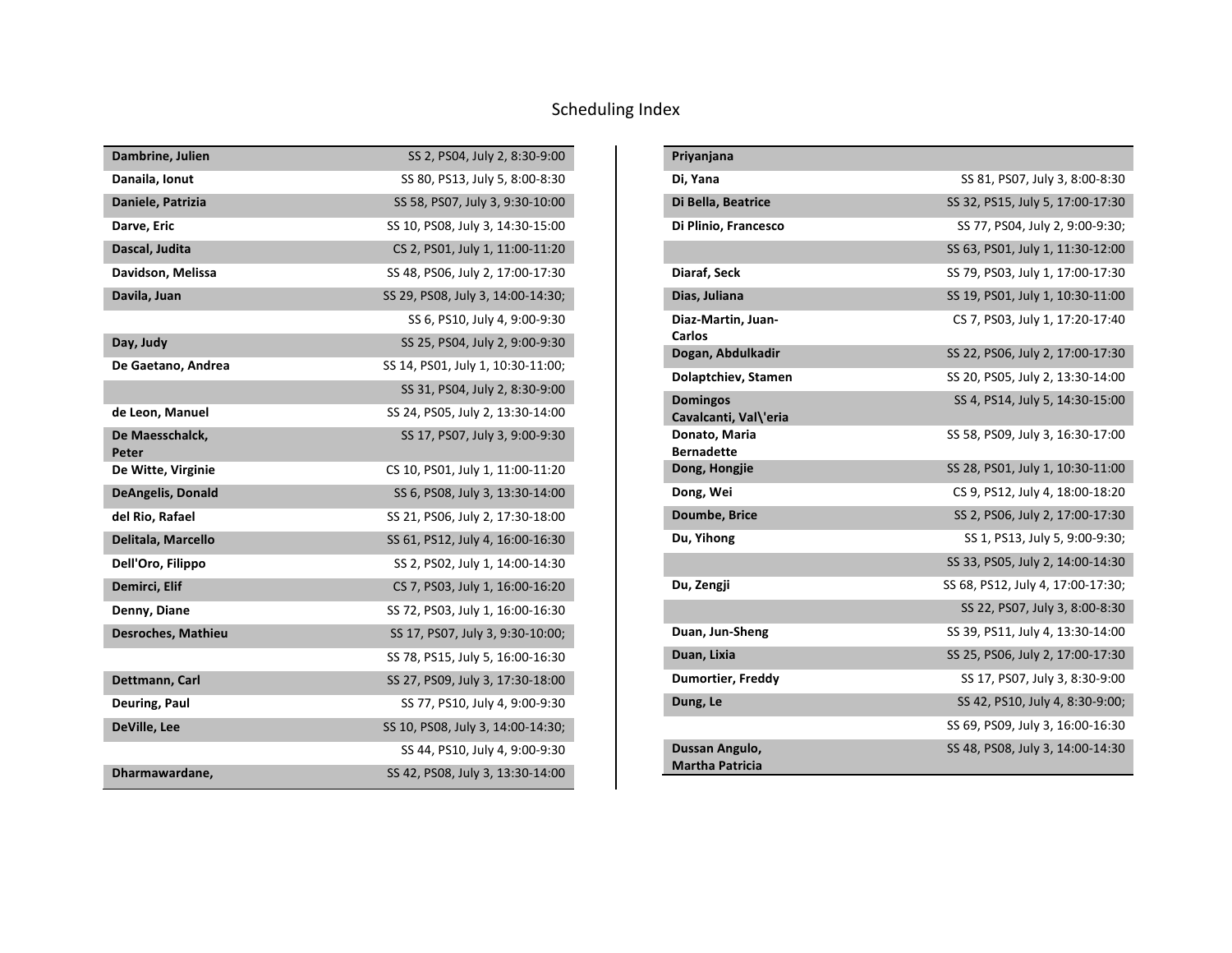# Scheduling Index

| Name | Schedule |
|---|---|
| **Dambrine, Julien** | SS 2, PS04, July 2, 8:30-9:00 |
| **Danaila, Ionut** | SS 80, PS13, July 5, 8:00-8:30 |
| **Daniele, Patrizia** | SS 58, PS07, July 3, 9:30-10:00 |
| **Darve, Eric** | SS 10, PS08, July 3, 14:30-15:00 |
| **Dascal, Judita** | CS 2, PS01, July 1, 11:00-11:20 |
| **Davidson, Melissa** | SS 48, PS06, July 2, 17:00-17:30 |
| **Davila, Juan** | SS 29, PS08, July 3, 14:00-14:30; |
| | SS 6, PS10, July 4, 9:00-9:30 |
| **Day, Judy** | SS 25, PS04, July 2, 9:00-9:30 |
| **De Gaetano, Andrea** | SS 14, PS01, July 1, 10:30-11:00; |
| | SS 31, PS04, July 2, 8:30-9:00 |
| **de Leon, Manuel** | SS 24, PS05, July 2, 13:30-14:00 |
| **De Maesschalck, Peter** | SS 17, PS07, July 3, 9:00-9:30 |
| **De Witte, Virginie** | CS 10, PS01, July 1, 11:00-11:20 |
| **DeAngelis, Donald** | SS 6, PS08, July 3, 13:30-14:00 |
| **del Rio, Rafael** | SS 21, PS06, July 2, 17:30-18:00 |
| **Delitala, Marcello** | SS 61, PS12, July 4, 16:00-16:30 |
| **Dell'Oro, Filippo** | SS 2, PS02, July 1, 14:00-14:30 |
| **Demirci, Elif** | CS 7, PS03, July 1, 16:00-16:20 |
| **Denny, Diane** | SS 72, PS03, July 1, 16:00-16:30 |
| **Desroches, Mathieu** | SS 17, PS07, July 3, 9:30-10:00; |
| | SS 78, PS15, July 5, 16:00-16:30 |
| **Dettmann, Carl** | SS 27, PS09, July 3, 17:30-18:00 |
| **Deuring, Paul** | SS 77, PS10, July 4, 9:00-9:30 |
| **DeVille, Lee** | SS 10, PS08, July 3, 14:00-14:30; |
| | SS 44, PS10, July 4, 9:00-9:30 |
| **Dharmawardane, Priyanjana** | SS 42, PS08, July 3, 13:30-14:00 |
| **Di, Yana** | SS 81, PS07, July 3, 8:00-8:30 |
| **Di Bella, Beatrice** | SS 32, PS15, July 5, 17:00-17:30 |
| **Di Plinio, Francesco** | SS 77, PS04, July 2, 9:00-9:30; |
| | SS 63, PS01, July 1, 11:30-12:00 |
| **Diaraf, Seck** | SS 79, PS03, July 1, 17:00-17:30 |
| **Dias, Juliana** | SS 19, PS01, July 1, 10:30-11:00 |
| **Diaz-Martin, Juan-Carlos** | CS 7, PS03, July 1, 17:20-17:40 |
| **Dogan, Abdulkadir** | SS 22, PS06, July 2, 17:00-17:30 |
| **Dolaptchiev, Stamen** | SS 20, PS05, July 2, 13:30-14:00 |
| **Domingos Cavalcanti, Val\'eria** | SS 4, PS14, July 5, 14:30-15:00 |
| **Donato, Maria Bernadette** | SS 58, PS09, July 3, 16:30-17:00 |
| **Dong, Hongjie** | SS 28, PS01, July 1, 10:30-11:00 |
| **Dong, Wei** | CS 9, PS12, July 4, 18:00-18:20 |
| **Doumbe, Brice** | SS 2, PS06, July 2, 17:00-17:30 |
| **Du, Yihong** | SS 1, PS13, July 5, 9:00-9:30; |
| | SS 33, PS05, July 2, 14:00-14:30 |
| **Du, Zengji** | SS 68, PS12, July 4, 17:00-17:30; |
| | SS 22, PS07, July 3, 8:00-8:30 |
| **Duan, Jun-Sheng** | SS 39, PS11, July 4, 13:30-14:00 |
| **Duan, Lixia** | SS 25, PS06, July 2, 17:00-17:30 |
| **Dumortier, Freddy** | SS 17, PS07, July 3, 8:30-9:00 |
| **Dung, Le** | SS 42, PS10, July 4, 8:30-9:00; |
| | SS 69, PS09, July 3, 16:00-16:30 |
| **Dussan Angulo, Martha Patricia** | SS 48, PS08, July 3, 14:00-14:30 |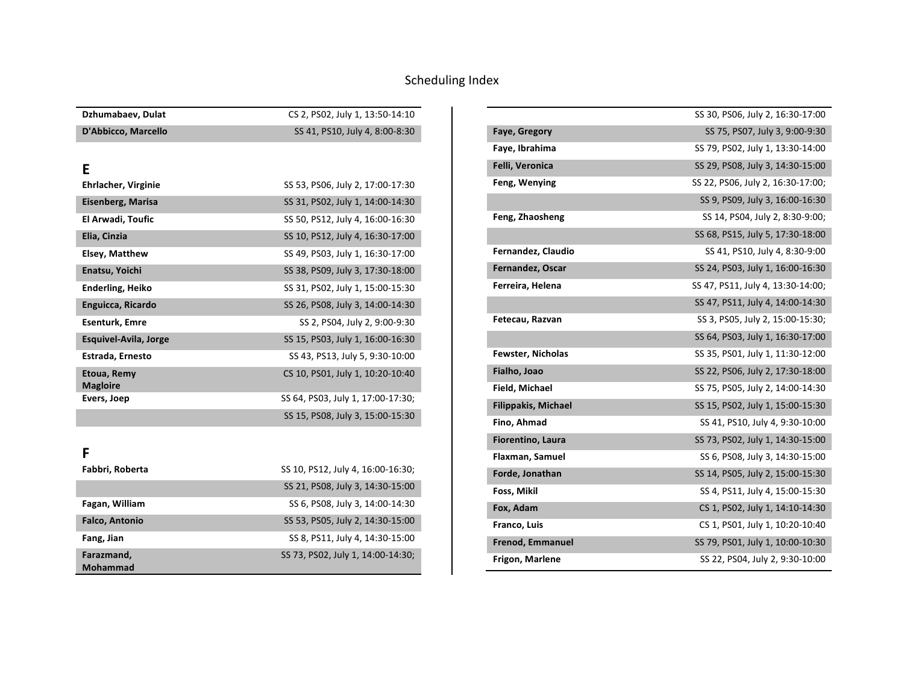# Scheduling Index

| | |
|---|---|
| **Dzhumabaev, Dulat** | CS 2, PS02, July 1, 13:50-14:10 |
| **D'Abbicco, Marcello** | SS 41, PS10, July 4, 8:00-8:30 |

## E

| | |
|---|---|
| **Ehrlacher, Virginie** | SS 53, PS06, July 2, 17:00-17:30 |
| **Eisenberg, Marisa** | SS 31, PS02, July 1, 14:00-14:30 |
| **El Arwadi, Toufic** | SS 50, PS12, July 4, 16:00-16:30 |
| **Elia, Cinzia** | SS 10, PS12, July 4, 16:30-17:00 |
| **Elsey, Matthew** | SS 49, PS03, July 1, 16:30-17:00 |
| **Enatsu, Yoichi** | SS 38, PS09, July 3, 17:30-18:00 |
| **Enderling, Heiko** | SS 31, PS02, July 1, 15:00-15:30 |
| **Enguicca, Ricardo** | SS 26, PS08, July 3, 14:00-14:30 |
| **Esenturk, Emre** | SS 2, PS04, July 2, 9:00-9:30 |
| **Esquivel-Avila, Jorge** | SS 15, PS03, July 1, 16:00-16:30 |
| **Estrada, Ernesto** | SS 43, PS13, July 5, 9:30-10:00 |
| **Etoua, Remy Magloire** | CS 10, PS01, July 1, 10:20-10:40 |
| **Evers, Joep** | SS 64, PS03, July 1, 17:00-17:30; |
| | SS 15, PS08, July 3, 15:00-15:30 |

## F

| | |
|---|---|
| **Fabbri, Roberta** | SS 10, PS12, July 4, 16:00-16:30; |
| | SS 21, PS08, July 3, 14:30-15:00 |
| **Fagan, William** | SS 6, PS08, July 3, 14:00-14:30 |
| **Falco, Antonio** | SS 53, PS05, July 2, 14:30-15:00 |
| **Fang, Jian** | SS 8, PS11, July 4, 14:30-15:00 |
| **Farazmand, Mohammad** | SS 73, PS02, July 1, 14:00-14:30; |
| | SS 30, PS06, July 2, 16:30-17:00 |
| **Faye, Gregory** | SS 75, PS07, July 3, 9:00-9:30 |
| **Faye, Ibrahima** | SS 79, PS02, July 1, 13:30-14:00 |
| **Felli, Veronica** | SS 29, PS08, July 3, 14:30-15:00 |
| **Feng, Wenying** | SS 22, PS06, July 2, 16:30-17:00; |
| | SS 9, PS09, July 3, 16:00-16:30 |
| **Feng, Zhaosheng** | SS 14, PS04, July 2, 8:30-9:00; |
| | SS 68, PS15, July 5, 17:30-18:00 |
| **Fernandez, Claudio** | SS 41, PS10, July 4, 8:30-9:00 |
| **Fernandez, Oscar** | SS 24, PS03, July 1, 16:00-16:30 |
| **Ferreira, Helena** | SS 47, PS11, July 4, 13:30-14:00; |
| | SS 47, PS11, July 4, 14:00-14:30 |
| **Fetecau, Razvan** | SS 3, PS05, July 2, 15:00-15:30; |
| | SS 64, PS03, July 1, 16:30-17:00 |
| **Fewster, Nicholas** | SS 35, PS01, July 1, 11:30-12:00 |
| **Fialho, Joao** | SS 22, PS06, July 2, 17:30-18:00 |
| **Field, Michael** | SS 75, PS05, July 2, 14:00-14:30 |
| **Filippakis, Michael** | SS 15, PS02, July 1, 15:00-15:30 |
| **Fino, Ahmad** | SS 41, PS10, July 4, 9:30-10:00 |
| **Fiorentino, Laura** | SS 73, PS02, July 1, 14:30-15:00 |
| **Flaxman, Samuel** | SS 6, PS08, July 3, 14:30-15:00 |
| **Forde, Jonathan** | SS 14, PS05, July 2, 15:00-15:30 |
| **Foss, Mikil** | SS 4, PS11, July 4, 15:00-15:30 |
| **Fox, Adam** | CS 1, PS02, July 1, 14:10-14:30 |
| **Franco, Luis** | CS 1, PS01, July 1, 10:20-10:40 |
| **Frenod, Emmanuel** | SS 79, PS01, July 1, 10:00-10:30 |
| **Frigon, Marlene** | SS 22, PS04, July 2, 9:30-10:00 |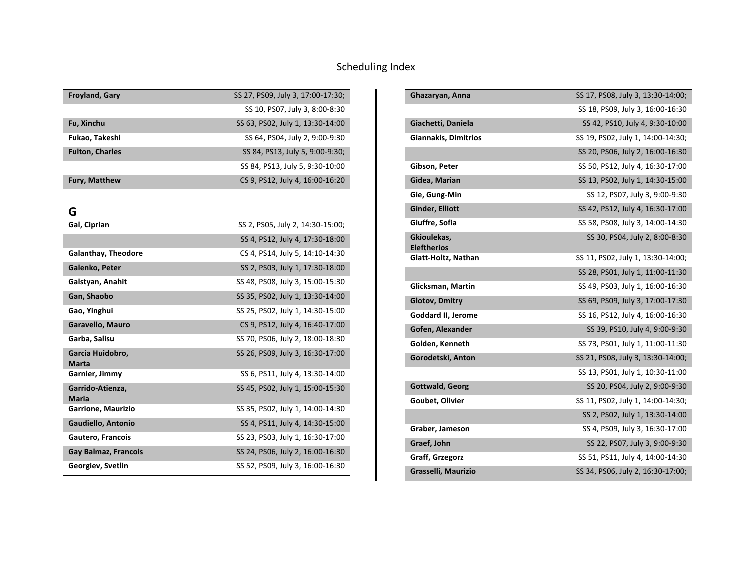# Scheduling Index

| | |
|---|---|
| **Froyland, Gary** | SS 27, PS09, July 3, 17:00-17:30; |
| | SS 10, PS07, July 3, 8:00-8:30 |
| **Fu, Xinchu** | SS 63, PS02, July 1, 13:30-14:00 |
| **Fukao, Takeshi** | SS 64, PS04, July 2, 9:00-9:30 |
| **Fulton, Charles** | SS 84, PS13, July 5, 9:00-9:30; |
| | SS 84, PS13, July 5, 9:30-10:00 |
| **Fury, Matthew** | CS 9, PS12, July 4, 16:00-16:20 |

## G

| | |
|---|---|
| **Gal, Ciprian** | SS 2, PS05, July 2, 14:30-15:00; |
| | SS 4, PS12, July 4, 17:30-18:00 |
| **Galanthay, Theodore** | CS 4, PS14, July 5, 14:10-14:30 |
| **Galenko, Peter** | SS 2, PS03, July 1, 17:30-18:00 |
| **Galstyan, Anahit** | SS 48, PS08, July 3, 15:00-15:30 |
| **Gan, Shaobo** | SS 35, PS02, July 1, 13:30-14:00 |
| **Gao, Yinghui** | SS 25, PS02, July 1, 14:30-15:00 |
| **Garavello, Mauro** | CS 9, PS12, July 4, 16:40-17:00 |
| **Garba, Salisu** | SS 70, PS06, July 2, 18:00-18:30 |
| **Garcia Huidobro, Marta** | SS 26, PS09, July 3, 16:30-17:00 |
| **Garnier, Jimmy** | SS 6, PS11, July 4, 13:30-14:00 |
| **Garrido-Atienza, Maria** | SS 45, PS02, July 1, 15:00-15:30 |
| **Garrione, Maurizio** | SS 35, PS02, July 1, 14:00-14:30 |
| **Gaudiello, Antonio** | SS 4, PS11, July 4, 14:30-15:00 |
| **Gautero, Francois** | SS 23, PS03, July 1, 16:30-17:00 |
| **Gay Balmaz, Francois** | SS 24, PS06, July 2, 16:00-16:30 |
| **Georgiev, Svetlin** | SS 52, PS09, July 3, 16:00-16:30 |
| **Ghazaryan, Anna** | SS 17, PS08, July 3, 13:30-14:00; |
| | SS 18, PS09, July 3, 16:00-16:30 |
| **Giachetti, Daniela** | SS 42, PS10, July 4, 9:30-10:00 |
| **Giannakis, Dimitrios** | SS 19, PS02, July 1, 14:00-14:30; |
| | SS 20, PS06, July 2, 16:00-16:30 |
| **Gibson, Peter** | SS 50, PS12, July 4, 16:30-17:00 |
| **Gidea, Marian** | SS 13, PS02, July 1, 14:30-15:00 |
| **Gie, Gung-Min** | SS 12, PS07, July 3, 9:00-9:30 |
| **Ginder, Elliott** | SS 42, PS12, July 4, 16:30-17:00 |
| **Giuffre, Sofia** | SS 58, PS08, July 3, 14:00-14:30 |
| **Gkioulekas, Eleftherios** | SS 30, PS04, July 2, 8:00-8:30 |
| **Glatt-Holtz, Nathan** | SS 11, PS02, July 1, 13:30-14:00; |
| | SS 28, PS01, July 1, 11:00-11:30 |
| **Glicksman, Martin** | SS 49, PS03, July 1, 16:00-16:30 |
| **Glotov, Dmitry** | SS 69, PS09, July 3, 17:00-17:30 |
| **Goddard II, Jerome** | SS 16, PS12, July 4, 16:00-16:30 |
| **Gofen, Alexander** | SS 39, PS10, July 4, 9:00-9:30 |
| **Golden, Kenneth** | SS 73, PS01, July 1, 11:00-11:30 |
| **Gorodetski, Anton** | SS 21, PS08, July 3, 13:30-14:00; |
| | SS 13, PS01, July 1, 10:30-11:00 |
| **Gottwald, Georg** | SS 20, PS04, July 2, 9:00-9:30 |
| **Goubet, Olivier** | SS 11, PS02, July 1, 14:00-14:30; |
| | SS 2, PS02, July 1, 13:30-14:00 |
| **Graber, Jameson** | SS 4, PS09, July 3, 16:30-17:00 |
| **Graef, John** | SS 22, PS07, July 3, 9:00-9:30 |
| **Graff, Grzegorz** | SS 51, PS11, July 4, 14:00-14:30 |
| **Grasselli, Maurizio** | SS 34, PS06, July 2, 16:30-17:00; |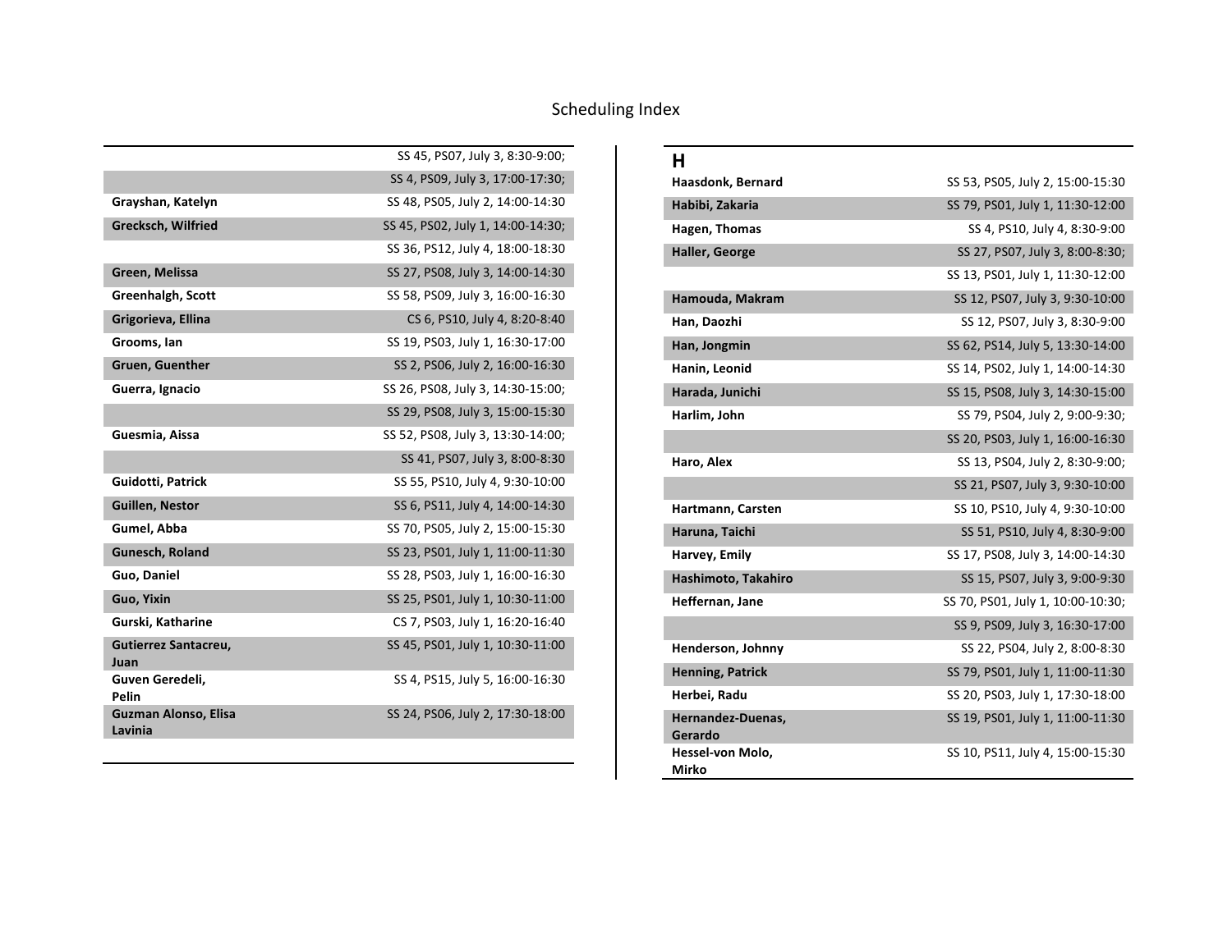# Scheduling Index

| | |
|---|---|
| | SS 45, PS07, July 3, 8:30-9:00; |
| | SS 4, PS09, July 3, 17:00-17:30; |
| **Grayshan, Katelyn** | SS 48, PS05, July 2, 14:00-14:30 |
| **Grecksch, Wilfried** | SS 45, PS02, July 1, 14:00-14:30; |
| | SS 36, PS12, July 4, 18:00-18:30 |
| **Green, Melissa** | SS 27, PS08, July 3, 14:00-14:30 |
| **Greenhalgh, Scott** | SS 58, PS09, July 3, 16:00-16:30 |
| **Grigorieva, Ellina** | CS 6, PS10, July 4, 8:20-8:40 |
| **Grooms, Ian** | SS 19, PS03, July 1, 16:30-17:00 |
| **Gruen, Guenther** | SS 2, PS06, July 2, 16:00-16:30 |
| **Guerra, Ignacio** | SS 26, PS08, July 3, 14:30-15:00; |
| | SS 29, PS08, July 3, 15:00-15:30 |
| **Guesmia, Aissa** | SS 52, PS08, July 3, 13:30-14:00; |
| | SS 41, PS07, July 3, 8:00-8:30 |
| **Guidotti, Patrick** | SS 55, PS10, July 4, 9:30-10:00 |
| **Guillen, Nestor** | SS 6, PS11, July 4, 14:00-14:30 |
| **Gumel, Abba** | SS 70, PS05, July 2, 15:00-15:30 |
| **Gunesch, Roland** | SS 23, PS01, July 1, 11:00-11:30 |
| **Guo, Daniel** | SS 28, PS03, July 1, 16:00-16:30 |
| **Guo, Yixin** | SS 25, PS01, July 1, 10:30-11:00 |
| **Gurski, Katharine** | CS 7, PS03, July 1, 16:20-16:40 |
| **Gutierrez Santacreu, Juan** | SS 45, PS01, July 1, 10:30-11:00 |
| **Guven Geredeli, Pelin** | SS 4, PS15, July 5, 16:00-16:30 |
| **Guzman Alonso, Elisa Lavinia** | SS 24, PS06, July 2, 17:30-18:00 |

## H

| | |
|---|---|
| **Haasdonk, Bernard** | SS 53, PS05, July 2, 15:00-15:30 |
| **Habibi, Zakaria** | SS 79, PS01, July 1, 11:30-12:00 |
| **Hagen, Thomas** | SS 4, PS10, July 4, 8:30-9:00 |
| **Haller, George** | SS 27, PS07, July 3, 8:00-8:30; |
| | SS 13, PS01, July 1, 11:30-12:00 |
| **Hamouda, Makram** | SS 12, PS07, July 3, 9:30-10:00 |
| **Han, Daozhi** | SS 12, PS07, July 3, 8:30-9:00 |
| **Han, Jongmin** | SS 62, PS14, July 5, 13:30-14:00 |
| **Hanin, Leonid** | SS 14, PS02, July 1, 14:00-14:30 |
| **Harada, Junichi** | SS 15, PS08, July 3, 14:30-15:00 |
| **Harlim, John** | SS 79, PS04, July 2, 9:00-9:30; |
| | SS 20, PS03, July 1, 16:00-16:30 |
| **Haro, Alex** | SS 13, PS04, July 2, 8:30-9:00; |
| | SS 21, PS07, July 3, 9:30-10:00 |
| **Hartmann, Carsten** | SS 10, PS10, July 4, 9:30-10:00 |
| **Haruna, Taichi** | SS 51, PS10, July 4, 8:30-9:00 |
| **Harvey, Emily** | SS 17, PS08, July 3, 14:00-14:30 |
| **Hashimoto, Takahiro** | SS 15, PS07, July 3, 9:00-9:30 |
| **Heffernan, Jane** | SS 70, PS01, July 1, 10:00-10:30; |
| | SS 9, PS09, July 3, 16:30-17:00 |
| **Henderson, Johnny** | SS 22, PS04, July 2, 8:00-8:30 |
| **Henning, Patrick** | SS 79, PS01, July 1, 11:00-11:30 |
| **Herbei, Radu** | SS 20, PS03, July 1, 17:30-18:00 |
| **Hernandez-Duenas, Gerardo** | SS 19, PS01, July 1, 11:00-11:30 |
| **Hessel-von Molo, Mirko** | SS 10, PS11, July 4, 15:00-15:30 |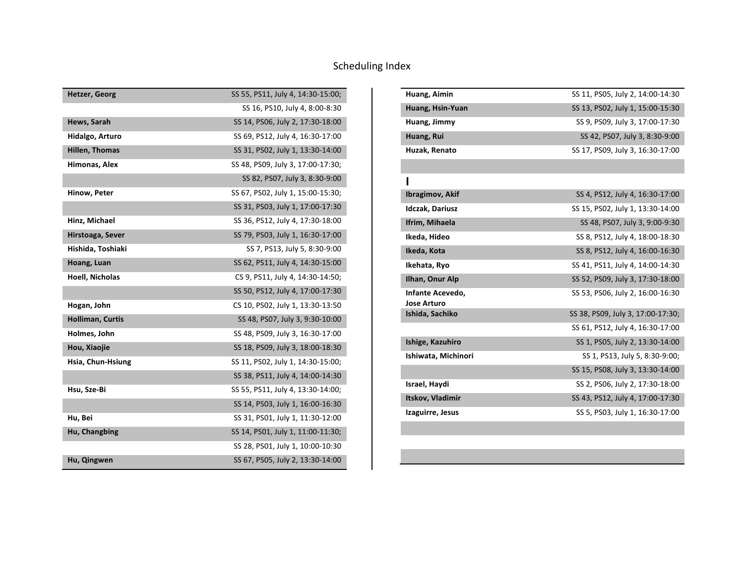# Scheduling Index

| Name | Schedule |
|---|---|
| **Hetzer, Georg** | SS 55, PS11, July 4, 14:30-15:00; |
| | SS 16, PS10, July 4, 8:00-8:30 |
| **Hews, Sarah** | SS 14, PS06, July 2, 17:30-18:00 |
| **Hidalgo, Arturo** | SS 69, PS12, July 4, 16:30-17:00 |
| **Hillen, Thomas** | SS 31, PS02, July 1, 13:30-14:00 |
| **Himonas, Alex** | SS 48, PS09, July 3, 17:00-17:30; |
| | SS 82, PS07, July 3, 8:30-9:00 |
| **Hinow, Peter** | SS 67, PS02, July 1, 15:00-15:30; |
| | SS 31, PS03, July 1, 17:00-17:30 |
| **Hinz, Michael** | SS 36, PS12, July 4, 17:30-18:00 |
| **Hirstoaga, Sever** | SS 79, PS03, July 1, 16:30-17:00 |
| **Hishida, Toshiaki** | SS 7, PS13, July 5, 8:30-9:00 |
| **Hoang, Luan** | SS 62, PS11, July 4, 14:30-15:00 |
| **Hoell, Nicholas** | CS 9, PS11, July 4, 14:30-14:50; |
| | SS 50, PS12, July 4, 17:00-17:30 |
| **Hogan, John** | CS 10, PS02, July 1, 13:30-13:50 |
| **Holliman, Curtis** | SS 48, PS07, July 3, 9:30-10:00 |
| **Holmes, John** | SS 48, PS09, July 3, 16:30-17:00 |
| **Hou, Xiaojie** | SS 18, PS09, July 3, 18:00-18:30 |
| **Hsia, Chun-Hsiung** | SS 11, PS02, July 1, 14:30-15:00; |
| | SS 38, PS11, July 4, 14:00-14:30 |
| **Hsu, Sze-Bi** | SS 55, PS11, July 4, 13:30-14:00; |
| | SS 14, PS03, July 1, 16:00-16:30 |
| **Hu, Bei** | SS 31, PS01, July 1, 11:30-12:00 |
| **Hu, Changbing** | SS 14, PS01, July 1, 11:00-11:30; |
| | SS 28, PS01, July 1, 10:00-10:30 |
| **Hu, Qingwen** | SS 67, PS05, July 2, 13:30-14:00 |

| Name | Schedule |
|---|---|
| **Huang, Aimin** | SS 11, PS05, July 2, 14:00-14:30 |
| **Huang, Hsin-Yuan** | SS 13, PS02, July 1, 15:00-15:30 |
| **Huang, Jimmy** | SS 9, PS09, July 3, 17:00-17:30 |
| **Huang, Rui** | SS 42, PS07, July 3, 8:30-9:00 |
| **Huzak, Renato** | SS 17, PS09, July 3, 16:30-17:00 |

## I

| Name | Schedule |
|---|---|
| **Ibragimov, Akif** | SS 4, PS12, July 4, 16:30-17:00 |
| **Idczak, Dariusz** | SS 15, PS02, July 1, 13:30-14:00 |
| **Ifrim, Mihaela** | SS 48, PS07, July 3, 9:00-9:30 |
| **Ikeda, Hideo** | SS 8, PS12, July 4, 18:00-18:30 |
| **Ikeda, Kota** | SS 8, PS12, July 4, 16:00-16:30 |
| **Ikehata, Ryo** | SS 41, PS11, July 4, 14:00-14:30 |
| **Ilhan, Onur Alp** | SS 52, PS09, July 3, 17:30-18:00 |
| **Infante Acevedo, Jose Arturo** | SS 53, PS06, July 2, 16:00-16:30 |
| **Ishida, Sachiko** | SS 38, PS09, July 3, 17:00-17:30; |
| | SS 61, PS12, July 4, 16:30-17:00 |
| **Ishige, Kazuhiro** | SS 1, PS05, July 2, 13:30-14:00 |
| **Ishiwata, Michinori** | SS 1, PS13, July 5, 8:30-9:00; |
| | SS 15, PS08, July 3, 13:30-14:00 |
| **Israel, Haydi** | SS 2, PS06, July 2, 17:30-18:00 |
| **Itskov, Vladimir** | SS 43, PS12, July 4, 17:00-17:30 |
| **Izaguirre, Jesus** | SS 5, PS03, July 1, 16:30-17:00 |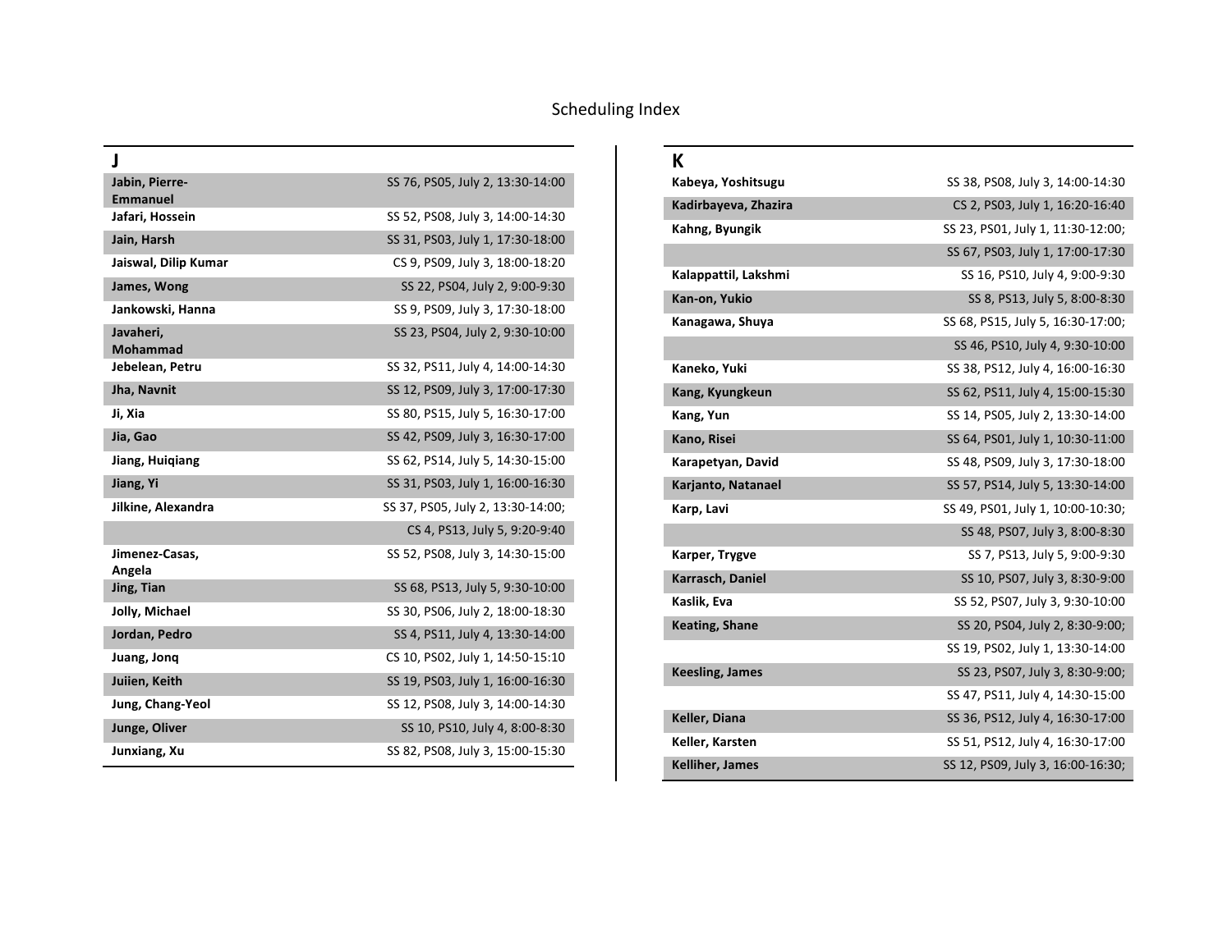# Scheduling Index

## J

| Name | Schedule |
|---|---|
| **Jabin, Pierre-Emmanuel** | SS 76, PS05, July 2, 13:30-14:00 |
| **Jafari, Hossein** | SS 52, PS08, July 3, 14:00-14:30 |
| **Jain, Harsh** | SS 31, PS03, July 1, 17:30-18:00 |
| **Jaiswal, Dilip Kumar** | CS 9, PS09, July 3, 18:00-18:20 |
| **James, Wong** | SS 22, PS04, July 2, 9:00-9:30 |
| **Jankowski, Hanna** | SS 9, PS09, July 3, 17:30-18:00 |
| **Javaheri, Mohammad** | SS 23, PS04, July 2, 9:30-10:00 |
| **Jebelean, Petru** | SS 32, PS11, July 4, 14:00-14:30 |
| **Jha, Navnit** | SS 12, PS09, July 3, 17:00-17:30 |
| **Ji, Xia** | SS 80, PS15, July 5, 16:30-17:00 |
| **Jia, Gao** | SS 42, PS09, July 3, 16:30-17:00 |
| **Jiang, Huiqiang** | SS 62, PS14, July 5, 14:30-15:00 |
| **Jiang, Yi** | SS 31, PS03, July 1, 16:00-16:30 |
| **Jilkine, Alexandra** | SS 37, PS05, July 2, 13:30-14:00; |
| | CS 4, PS13, July 5, 9:20-9:40 |
| **Jimenez-Casas, Angela** | SS 52, PS08, July 3, 14:30-15:00 |
| **Jing, Tian** | SS 68, PS13, July 5, 9:30-10:00 |
| **Jolly, Michael** | SS 30, PS06, July 2, 18:00-18:30 |
| **Jordan, Pedro** | SS 4, PS11, July 4, 13:30-14:00 |
| **Juang, Jonq** | CS 10, PS02, July 1, 14:50-15:10 |
| **Juiien, Keith** | SS 19, PS03, July 1, 16:00-16:30 |
| **Jung, Chang-Yeol** | SS 12, PS08, July 3, 14:00-14:30 |
| **Junge, Oliver** | SS 10, PS10, July 4, 8:00-8:30 |
| **Junxiang, Xu** | SS 82, PS08, July 3, 15:00-15:30 |

## K

| Name | Schedule |
|---|---|
| **Kabeya, Yoshitsugu** | SS 38, PS08, July 3, 14:00-14:30 |
| **Kadirbayeva, Zhazira** | CS 2, PS03, July 1, 16:20-16:40 |
| **Kahng, Byungik** | SS 23, PS01, July 1, 11:30-12:00; |
| | SS 67, PS03, July 1, 17:00-17:30 |
| **Kalappattil, Lakshmi** | SS 16, PS10, July 4, 9:00-9:30 |
| **Kan-on, Yukio** | SS 8, PS13, July 5, 8:00-8:30 |
| **Kanagawa, Shuya** | SS 68, PS15, July 5, 16:30-17:00; |
| | SS 46, PS10, July 4, 9:30-10:00 |
| **Kaneko, Yuki** | SS 38, PS12, July 4, 16:00-16:30 |
| **Kang, Kyungkeun** | SS 62, PS11, July 4, 15:00-15:30 |
| **Kang, Yun** | SS 14, PS05, July 2, 13:30-14:00 |
| **Kano, Risei** | SS 64, PS01, July 1, 10:30-11:00 |
| **Karapetyan, David** | SS 48, PS09, July 3, 17:30-18:00 |
| **Karjanto, Natanael** | SS 57, PS14, July 5, 13:30-14:00 |
| **Karp, Lavi** | SS 49, PS01, July 1, 10:00-10:30; |
| | SS 48, PS07, July 3, 8:00-8:30 |
| **Karper, Trygve** | SS 7, PS13, July 5, 9:00-9:30 |
| **Karrasch, Daniel** | SS 10, PS07, July 3, 8:30-9:00 |
| **Kaslik, Eva** | SS 52, PS07, July 3, 9:30-10:00 |
| **Keating, Shane** | SS 20, PS04, July 2, 8:30-9:00; |
| | SS 19, PS02, July 1, 13:30-14:00 |
| **Keesling, James** | SS 23, PS07, July 3, 8:30-9:00; |
| | SS 47, PS11, July 4, 14:30-15:00 |
| **Keller, Diana** | SS 36, PS12, July 4, 16:30-17:00 |
| **Keller, Karsten** | SS 51, PS12, July 4, 16:30-17:00 |
| **Kelliher, James** | SS 12, PS09, July 3, 16:00-16:30; |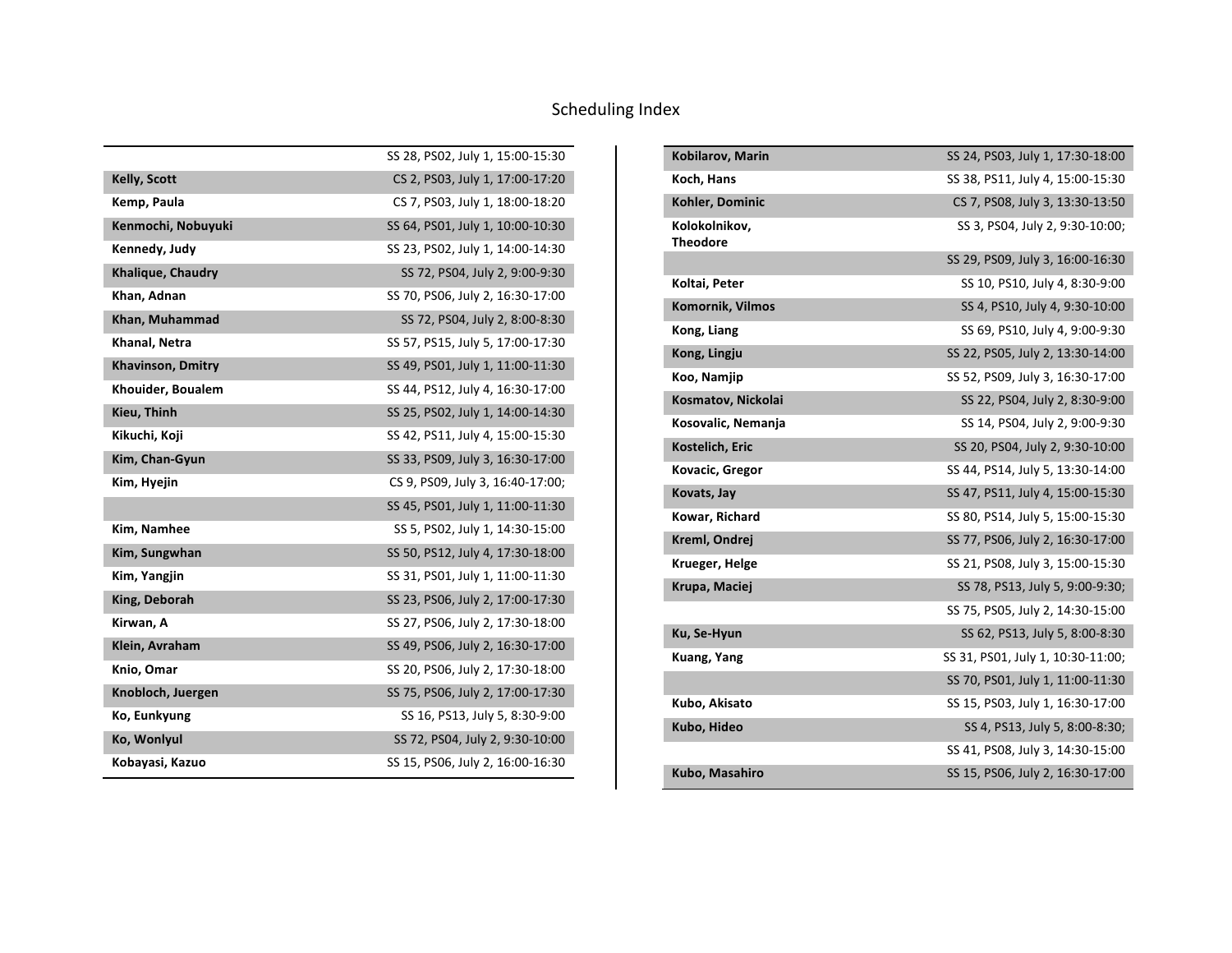# Scheduling Index

| | |
|---|---|
| | SS 28, PS02, July 1, 15:00-15:30 |
| **Kelly, Scott** | CS 2, PS03, July 1, 17:00-17:20 |
| **Kemp, Paula** | CS 7, PS03, July 1, 18:00-18:20 |
| **Kenmochi, Nobuyuki** | SS 64, PS01, July 1, 10:00-10:30 |
| **Kennedy, Judy** | SS 23, PS02, July 1, 14:00-14:30 |
| **Khalique, Chaudry** | SS 72, PS04, July 2, 9:00-9:30 |
| **Khan, Adnan** | SS 70, PS06, July 2, 16:30-17:00 |
| **Khan, Muhammad** | SS 72, PS04, July 2, 8:00-8:30 |
| **Khanal, Netra** | SS 57, PS15, July 5, 17:00-17:30 |
| **Khavinson, Dmitry** | SS 49, PS01, July 1, 11:00-11:30 |
| **Khouider, Boualem** | SS 44, PS12, July 4, 16:30-17:00 |
| **Kieu, Thinh** | SS 25, PS02, July 1, 14:00-14:30 |
| **Kikuchi, Koji** | SS 42, PS11, July 4, 15:00-15:30 |
| **Kim, Chan-Gyun** | SS 33, PS09, July 3, 16:30-17:00 |
| **Kim, Hyejin** | CS 9, PS09, July 3, 16:40-17:00; |
| | SS 45, PS01, July 1, 11:00-11:30 |
| **Kim, Namhee** | SS 5, PS02, July 1, 14:30-15:00 |
| **Kim, Sungwhan** | SS 50, PS12, July 4, 17:30-18:00 |
| **Kim, Yangjin** | SS 31, PS01, July 1, 11:00-11:30 |
| **King, Deborah** | SS 23, PS06, July 2, 17:00-17:30 |
| **Kirwan, A** | SS 27, PS06, July 2, 17:30-18:00 |
| **Klein, Avraham** | SS 49, PS06, July 2, 16:30-17:00 |
| **Knio, Omar** | SS 20, PS06, July 2, 17:30-18:00 |
| **Knobloch, Juergen** | SS 75, PS06, July 2, 17:00-17:30 |
| **Ko, Eunkyung** | SS 16, PS13, July 5, 8:30-9:00 |
| **Ko, Wonlyul** | SS 72, PS04, July 2, 9:30-10:00 |
| **Kobayasi, Kazuo** | SS 15, PS06, July 2, 16:00-16:30 |
| **Kobilarov, Marin** | SS 24, PS03, July 1, 17:30-18:00 |
| **Koch, Hans** | SS 38, PS11, July 4, 15:00-15:30 |
| **Kohler, Dominic** | CS 7, PS08, July 3, 13:30-13:50 |
| **Kolokolnikov, Theodore** | SS 3, PS04, July 2, 9:30-10:00; |
| | SS 29, PS09, July 3, 16:00-16:30 |
| **Koltai, Peter** | SS 10, PS10, July 4, 8:30-9:00 |
| **Komornik, Vilmos** | SS 4, PS10, July 4, 9:30-10:00 |
| **Kong, Liang** | SS 69, PS10, July 4, 9:00-9:30 |
| **Kong, Lingju** | SS 22, PS05, July 2, 13:30-14:00 |
| **Koo, Namjip** | SS 52, PS09, July 3, 16:30-17:00 |
| **Kosmatov, Nickolai** | SS 22, PS04, July 2, 8:30-9:00 |
| **Kosovalic, Nemanja** | SS 14, PS04, July 2, 9:00-9:30 |
| **Kostelich, Eric** | SS 20, PS04, July 2, 9:30-10:00 |
| **Kovacic, Gregor** | SS 44, PS14, July 5, 13:30-14:00 |
| **Kovats, Jay** | SS 47, PS11, July 4, 15:00-15:30 |
| **Kowar, Richard** | SS 80, PS14, July 5, 15:00-15:30 |
| **Kreml, Ondrej** | SS 77, PS06, July 2, 16:30-17:00 |
| **Krueger, Helge** | SS 21, PS08, July 3, 15:00-15:30 |
| **Krupa, Maciej** | SS 78, PS13, July 5, 9:00-9:30; |
| | SS 75, PS05, July 2, 14:30-15:00 |
| **Ku, Se-Hyun** | SS 62, PS13, July 5, 8:00-8:30 |
| **Kuang, Yang** | SS 31, PS01, July 1, 10:30-11:00; |
| | SS 70, PS01, July 1, 11:00-11:30 |
| **Kubo, Akisato** | SS 15, PS03, July 1, 16:30-17:00 |
| **Kubo, Hideo** | SS 4, PS13, July 5, 8:00-8:30; |
| | SS 41, PS08, July 3, 14:30-15:00 |
| **Kubo, Masahiro** | SS 15, PS06, July 2, 16:30-17:00 |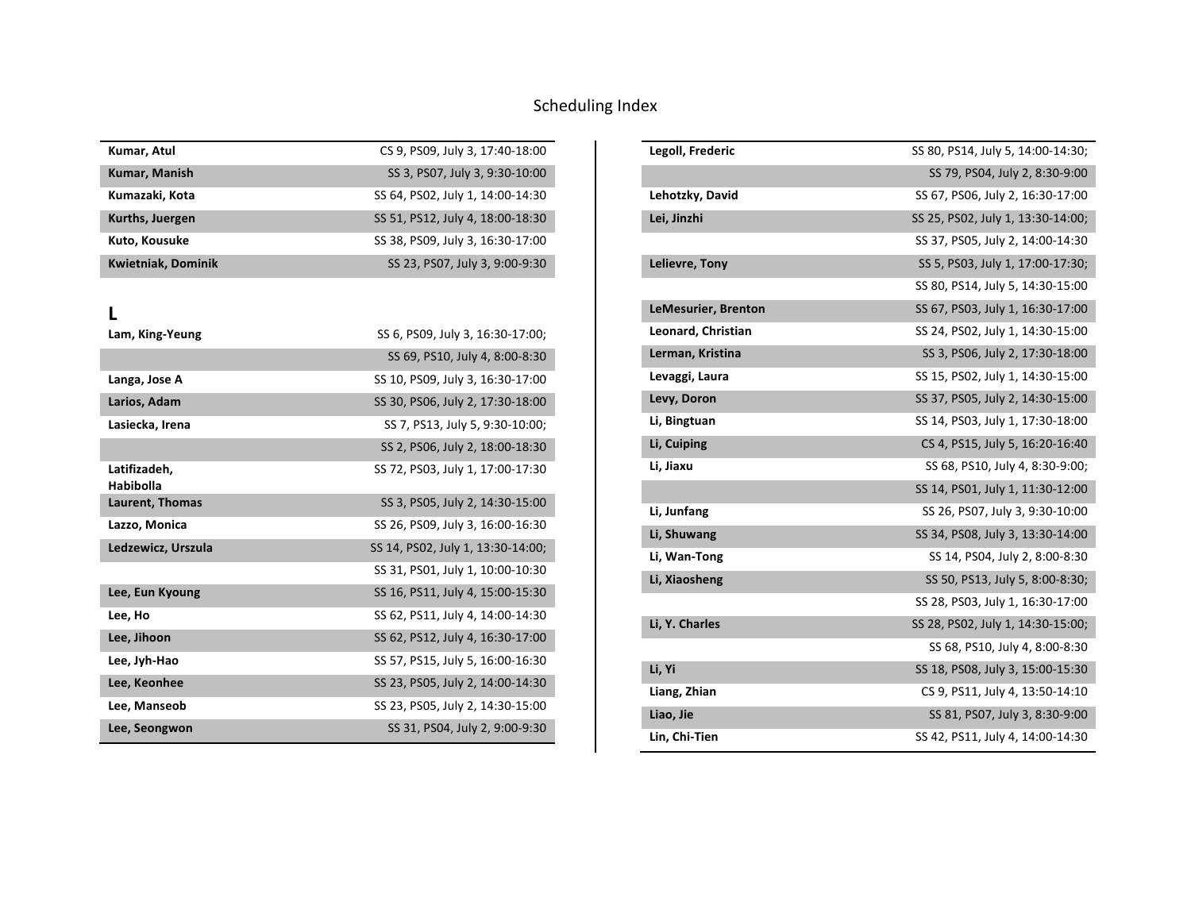# Scheduling Index

| | |
|---|---|
| **Kumar, Atul** | CS 9, PS09, July 3, 17:40-18:00 |
| **Kumar, Manish** | SS 3, PS07, July 3, 9:30-10:00 |
| **Kumazaki, Kota** | SS 64, PS02, July 1, 14:00-14:30 |
| **Kurths, Juergen** | SS 51, PS12, July 4, 18:00-18:30 |
| **Kuto, Kousuke** | SS 38, PS09, July 3, 16:30-17:00 |
| **Kwietniak, Dominik** | SS 23, PS07, July 3, 9:00-9:30 |

## L

| | |
|---|---|
| **Lam, King-Yeung** | SS 6, PS09, July 3, 16:30-17:00; |
| | SS 69, PS10, July 4, 8:00-8:30 |
| **Langa, Jose A** | SS 10, PS09, July 3, 16:30-17:00 |
| **Larios, Adam** | SS 30, PS06, July 2, 17:30-18:00 |
| **Lasiecka, Irena** | SS 7, PS13, July 5, 9:30-10:00; |
| | SS 2, PS06, July 2, 18:00-18:30 |
| **Latifizadeh, Habibolla** | SS 72, PS03, July 1, 17:00-17:30 |
| **Laurent, Thomas** | SS 3, PS05, July 2, 14:30-15:00 |
| **Lazzo, Monica** | SS 26, PS09, July 3, 16:00-16:30 |
| **Ledzewicz, Urszula** | SS 14, PS02, July 1, 13:30-14:00; |
| | SS 31, PS01, July 1, 10:00-10:30 |
| **Lee, Eun Kyoung** | SS 16, PS11, July 4, 15:00-15:30 |
| **Lee, Ho** | SS 62, PS11, July 4, 14:00-14:30 |
| **Lee, Jihoon** | SS 62, PS12, July 4, 16:30-17:00 |
| **Lee, Jyh-Hao** | SS 57, PS15, July 5, 16:00-16:30 |
| **Lee, Keonhee** | SS 23, PS05, July 2, 14:00-14:30 |
| **Lee, Manseob** | SS 23, PS05, July 2, 14:30-15:00 |
| **Lee, Seongwon** | SS 31, PS04, July 2, 9:00-9:30 |

| | |
|---|---|
| **Legoll, Frederic** | SS 80, PS14, July 5, 14:00-14:30; |
| | SS 79, PS04, July 2, 8:30-9:00 |
| **Lehotzky, David** | SS 67, PS06, July 2, 16:30-17:00 |
| **Lei, Jinzhi** | SS 25, PS02, July 1, 13:30-14:00; |
| | SS 37, PS05, July 2, 14:00-14:30 |
| **Lelievre, Tony** | SS 5, PS03, July 1, 17:00-17:30; |
| | SS 80, PS14, July 5, 14:30-15:00 |
| **LeMesurier, Brenton** | SS 67, PS03, July 1, 16:30-17:00 |
| **Leonard, Christian** | SS 24, PS02, July 1, 14:30-15:00 |
| **Lerman, Kristina** | SS 3, PS06, July 2, 17:30-18:00 |
| **Levaggi, Laura** | SS 15, PS02, July 1, 14:30-15:00 |
| **Levy, Doron** | SS 37, PS05, July 2, 14:30-15:00 |
| **Li, Bingtuan** | SS 14, PS03, July 1, 17:30-18:00 |
| **Li, Cuiping** | CS 4, PS15, July 5, 16:20-16:40 |
| **Li, Jiaxu** | SS 68, PS10, July 4, 8:30-9:00; |
| | SS 14, PS01, July 1, 11:30-12:00 |
| **Li, Junfang** | SS 26, PS07, July 3, 9:30-10:00 |
| **Li, Shuwang** | SS 34, PS08, July 3, 13:30-14:00 |
| **Li, Wan-Tong** | SS 14, PS04, July 2, 8:00-8:30 |
| **Li, Xiaosheng** | SS 50, PS13, July 5, 8:00-8:30; |
| | SS 28, PS03, July 1, 16:30-17:00 |
| **Li, Y. Charles** | SS 28, PS02, July 1, 14:30-15:00; |
| | SS 68, PS10, July 4, 8:00-8:30 |
| **Li, Yi** | SS 18, PS08, July 3, 15:00-15:30 |
| **Liang, Zhian** | CS 9, PS11, July 4, 13:50-14:10 |
| **Liao, Jie** | SS 81, PS07, July 3, 8:30-9:00 |
| **Lin, Chi-Tien** | SS 42, PS11, July 4, 14:00-14:30 |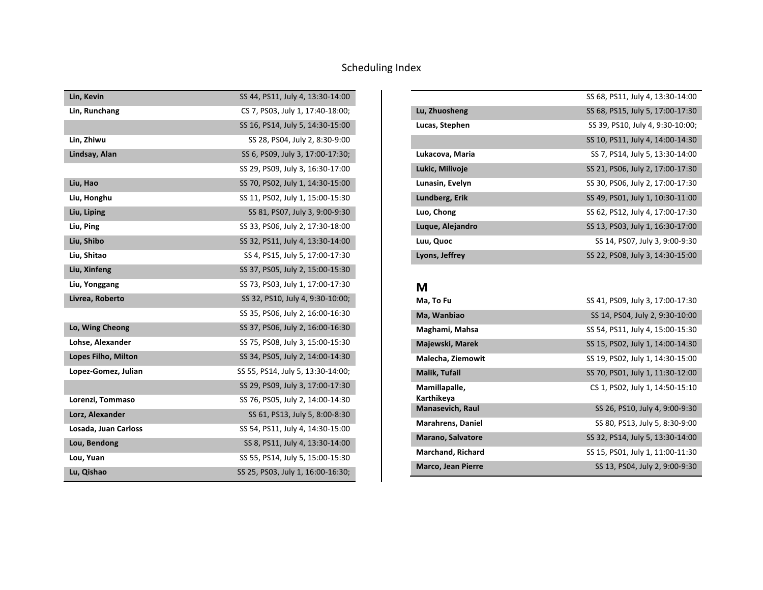# Scheduling Index

| | |
|---|---|
| **Lin, Kevin** | SS 44, PS11, July 4, 13:30-14:00 |
| **Lin, Runchang** | CS 7, PS03, July 1, 17:40-18:00; |
| | SS 16, PS14, July 5, 14:30-15:00 |
| **Lin, Zhiwu** | SS 28, PS04, July 2, 8:30-9:00 |
| **Lindsay, Alan** | SS 6, PS09, July 3, 17:00-17:30; |
| | SS 29, PS09, July 3, 16:30-17:00 |
| **Liu, Hao** | SS 70, PS02, July 1, 14:30-15:00 |
| **Liu, Honghu** | SS 11, PS02, July 1, 15:00-15:30 |
| **Liu, Liping** | SS 81, PS07, July 3, 9:00-9:30 |
| **Liu, Ping** | SS 33, PS06, July 2, 17:30-18:00 |
| **Liu, Shibo** | SS 32, PS11, July 4, 13:30-14:00 |
| **Liu, Shitao** | SS 4, PS15, July 5, 17:00-17:30 |
| **Liu, Xinfeng** | SS 37, PS05, July 2, 15:00-15:30 |
| **Liu, Yonggang** | SS 73, PS03, July 1, 17:00-17:30 |
| **Livrea, Roberto** | SS 32, PS10, July 4, 9:30-10:00; |
| | SS 35, PS06, July 2, 16:00-16:30 |
| **Lo, Wing Cheong** | SS 37, PS06, July 2, 16:00-16:30 |
| **Lohse, Alexander** | SS 75, PS08, July 3, 15:00-15:30 |
| **Lopes Filho, Milton** | SS 34, PS05, July 2, 14:00-14:30 |
| **Lopez-Gomez, Julian** | SS 55, PS14, July 5, 13:30-14:00; |
| | SS 29, PS09, July 3, 17:00-17:30 |
| **Lorenzi, Tommaso** | SS 76, PS05, July 2, 14:00-14:30 |
| **Lorz, Alexander** | SS 61, PS13, July 5, 8:00-8:30 |
| **Losada, Juan Carloss** | SS 54, PS11, July 4, 14:30-15:00 |
| **Lou, Bendong** | SS 8, PS11, July 4, 13:30-14:00 |
| **Lou, Yuan** | SS 55, PS14, July 5, 15:00-15:30 |
| **Lu, Qishao** | SS 25, PS03, July 1, 16:00-16:30; |
| | SS 68, PS11, July 4, 13:30-14:00 |
| **Lu, Zhuosheng** | SS 68, PS15, July 5, 17:00-17:30 |
| **Lucas, Stephen** | SS 39, PS10, July 4, 9:30-10:00; |
| | SS 10, PS11, July 4, 14:00-14:30 |
| **Lukacova, Maria** | SS 7, PS14, July 5, 13:30-14:00 |
| **Lukic, Milivoje** | SS 21, PS06, July 2, 17:00-17:30 |
| **Lunasin, Evelyn** | SS 30, PS06, July 2, 17:00-17:30 |
| **Lundberg, Erik** | SS 49, PS01, July 1, 10:30-11:00 |
| **Luo, Chong** | SS 62, PS12, July 4, 17:00-17:30 |
| **Luque, Alejandro** | SS 13, PS03, July 1, 16:30-17:00 |
| **Luu, Quoc** | SS 14, PS07, July 3, 9:00-9:30 |
| **Lyons, Jeffrey** | SS 22, PS08, July 3, 14:30-15:00 |

## M

| | |
|---|---|
| **Ma, To Fu** | SS 41, PS09, July 3, 17:00-17:30 |
| **Ma, Wanbiao** | SS 14, PS04, July 2, 9:30-10:00 |
| **Maghami, Mahsa** | SS 54, PS11, July 4, 15:00-15:30 |
| **Majewski, Marek** | SS 15, PS02, July 1, 14:00-14:30 |
| **Malecha, Ziemowit** | SS 19, PS02, July 1, 14:30-15:00 |
| **Malik, Tufail** | SS 70, PS01, July 1, 11:30-12:00 |
| **Mamillapalle, Karthikeya** | CS 1, PS02, July 1, 14:50-15:10 |
| **Manasevich, Raul** | SS 26, PS10, July 4, 9:00-9:30 |
| **Marahrens, Daniel** | SS 80, PS13, July 5, 8:30-9:00 |
| **Marano, Salvatore** | SS 32, PS14, July 5, 13:30-14:00 |
| **Marchand, Richard** | SS 15, PS01, July 1, 11:00-11:30 |
| **Marco, Jean Pierre** | SS 13, PS04, July 2, 9:00-9:30 |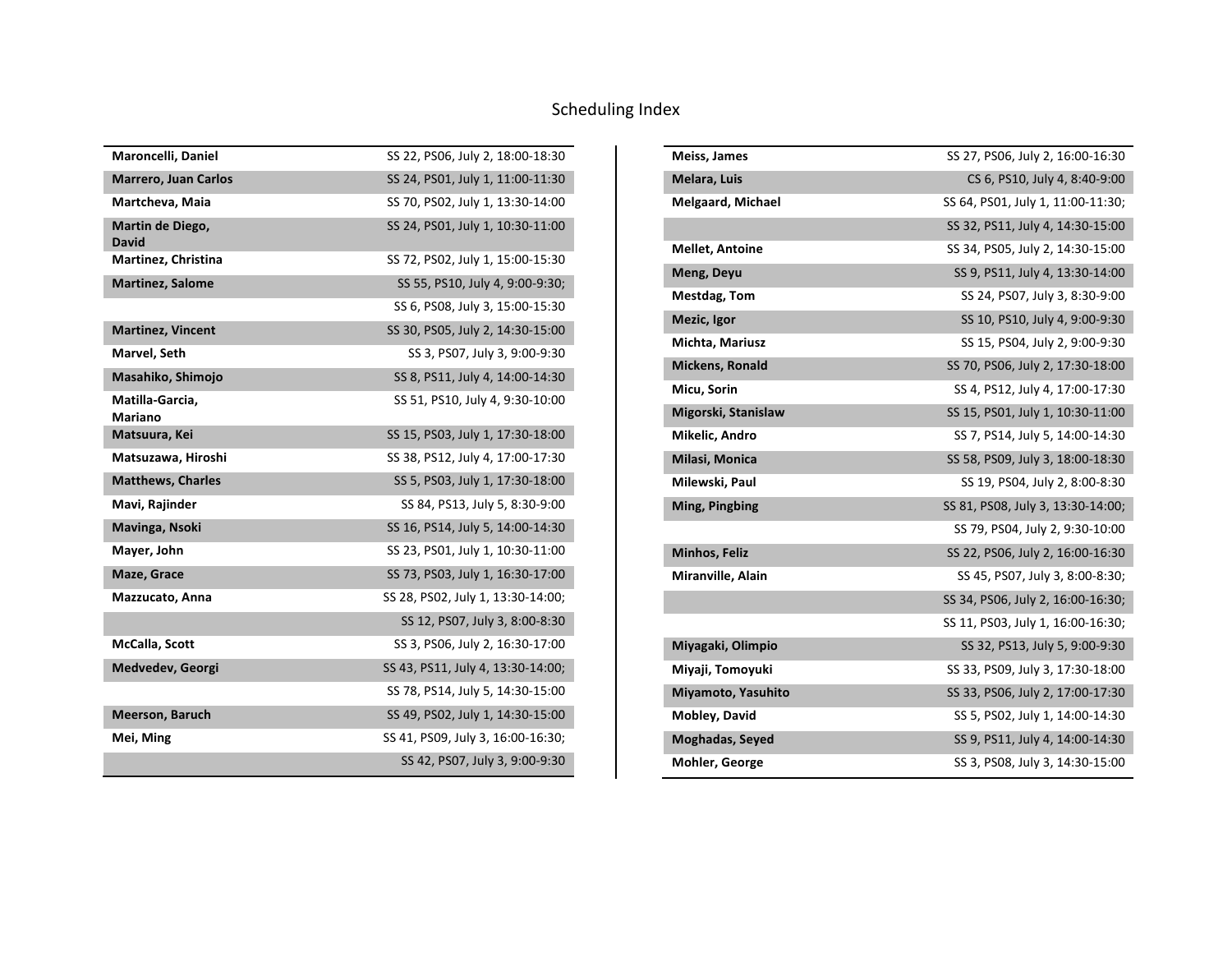# Scheduling Index

| Name | Schedule |
|---|---|
| **Maroncelli, Daniel** | SS 22, PS06, July 2, 18:00-18:30 |
| **Marrero, Juan Carlos** | SS 24, PS01, July 1, 11:00-11:30 |
| **Martcheva, Maia** | SS 70, PS02, July 1, 13:30-14:00 |
| **Martin de Diego, David** | SS 24, PS01, July 1, 10:30-11:00 |
| **Martinez, Christina** | SS 72, PS02, July 1, 15:00-15:30 |
| **Martinez, Salome** | SS 55, PS10, July 4, 9:00-9:30; |
| | SS 6, PS08, July 3, 15:00-15:30 |
| **Martinez, Vincent** | SS 30, PS05, July 2, 14:30-15:00 |
| **Marvel, Seth** | SS 3, PS07, July 3, 9:00-9:30 |
| **Masahiko, Shimojo** | SS 8, PS11, July 4, 14:00-14:30 |
| **Matilla-Garcia, Mariano** | SS 51, PS10, July 4, 9:30-10:00 |
| **Matsuura, Kei** | SS 15, PS03, July 1, 17:30-18:00 |
| **Matsuzawa, Hiroshi** | SS 38, PS12, July 4, 17:00-17:30 |
| **Matthews, Charles** | SS 5, PS03, July 1, 17:30-18:00 |
| **Mavi, Rajinder** | SS 84, PS13, July 5, 8:30-9:00 |
| **Mavinga, Nsoki** | SS 16, PS14, July 5, 14:00-14:30 |
| **Mayer, John** | SS 23, PS01, July 1, 10:30-11:00 |
| **Maze, Grace** | SS 73, PS03, July 1, 16:30-17:00 |
| **Mazzucato, Anna** | SS 28, PS02, July 1, 13:30-14:00; |
| | SS 12, PS07, July 3, 8:00-8:30 |
| **McCalla, Scott** | SS 3, PS06, July 2, 16:30-17:00 |
| **Medvedev, Georgi** | SS 43, PS11, July 4, 13:30-14:00; |
| | SS 78, PS14, July 5, 14:30-15:00 |
| **Meerson, Baruch** | SS 49, PS02, July 1, 14:30-15:00 |
| **Mei, Ming** | SS 41, PS09, July 3, 16:00-16:30; |
| | SS 42, PS07, July 3, 9:00-9:30 |
| **Meiss, James** | SS 27, PS06, July 2, 16:00-16:30 |
| **Melara, Luis** | CS 6, PS10, July 4, 8:40-9:00 |
| **Melgaard, Michael** | SS 64, PS01, July 1, 11:00-11:30; |
| | SS 32, PS11, July 4, 14:30-15:00 |
| **Mellet, Antoine** | SS 34, PS05, July 2, 14:30-15:00 |
| **Meng, Deyu** | SS 9, PS11, July 4, 13:30-14:00 |
| **Mestdag, Tom** | SS 24, PS07, July 3, 8:30-9:00 |
| **Mezic, Igor** | SS 10, PS10, July 4, 9:00-9:30 |
| **Michta, Mariusz** | SS 15, PS04, July 2, 9:00-9:30 |
| **Mickens, Ronald** | SS 70, PS06, July 2, 17:30-18:00 |
| **Micu, Sorin** | SS 4, PS12, July 4, 17:00-17:30 |
| **Migorski, Stanislaw** | SS 15, PS01, July 1, 10:30-11:00 |
| **Mikelic, Andro** | SS 7, PS14, July 5, 14:00-14:30 |
| **Milasi, Monica** | SS 58, PS09, July 3, 18:00-18:30 |
| **Milewski, Paul** | SS 19, PS04, July 2, 8:00-8:30 |
| **Ming, Pingbing** | SS 81, PS08, July 3, 13:30-14:00; |
| | SS 79, PS04, July 2, 9:30-10:00 |
| **Minhos, Feliz** | SS 22, PS06, July 2, 16:00-16:30 |
| **Miranville, Alain** | SS 45, PS07, July 3, 8:00-8:30; |
| | SS 34, PS06, July 2, 16:00-16:30; |
| | SS 11, PS03, July 1, 16:00-16:30; |
| **Miyagaki, Olimpio** | SS 32, PS13, July 5, 9:00-9:30 |
| **Miyaji, Tomoyuki** | SS 33, PS09, July 3, 17:30-18:00 |
| **Miyamoto, Yasuhito** | SS 33, PS06, July 2, 17:00-17:30 |
| **Mobley, David** | SS 5, PS02, July 1, 14:00-14:30 |
| **Moghadas, Seyed** | SS 9, PS11, July 4, 14:00-14:30 |
| **Mohler, George** | SS 3, PS08, July 3, 14:30-15:00 |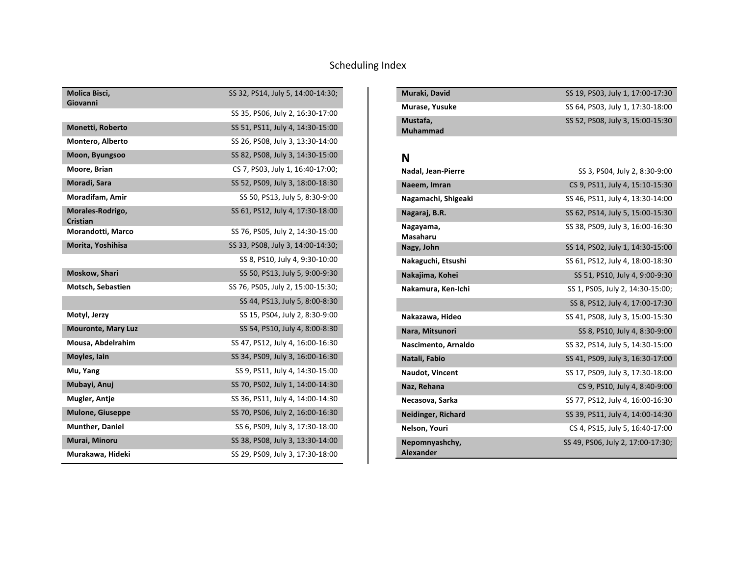# Scheduling Index

| Name | Schedule |
|---|---|
| **Molica Bisci, Giovanni** | SS 32, PS14, July 5, 14:00-14:30; |
| | SS 35, PS06, July 2, 16:30-17:00 |
| **Monetti, Roberto** | SS 51, PS11, July 4, 14:30-15:00 |
| **Montero, Alberto** | SS 26, PS08, July 3, 13:30-14:00 |
| **Moon, Byungsoo** | SS 82, PS08, July 3, 14:30-15:00 |
| **Moore, Brian** | CS 7, PS03, July 1, 16:40-17:00; |
| **Moradi, Sara** | SS 52, PS09, July 3, 18:00-18:30 |
| **Moradifam, Amir** | SS 50, PS13, July 5, 8:30-9:00 |
| **Morales-Rodrigo, Cristian** | SS 61, PS12, July 4, 17:30-18:00 |
| **Morandotti, Marco** | SS 76, PS05, July 2, 14:30-15:00 |
| **Morita, Yoshihisa** | SS 33, PS08, July 3, 14:00-14:30; |
| | SS 8, PS10, July 4, 9:30-10:00 |
| **Moskow, Shari** | SS 50, PS13, July 5, 9:00-9:30 |
| **Motsch, Sebastien** | SS 76, PS05, July 2, 15:00-15:30; |
| | SS 44, PS13, July 5, 8:00-8:30 |
| **Motyl, Jerzy** | SS 15, PS04, July 2, 8:30-9:00 |
| **Mouronte, Mary Luz** | SS 54, PS10, July 4, 8:00-8:30 |
| **Mousa, Abdelrahim** | SS 47, PS12, July 4, 16:00-16:30 |
| **Moyles, Iain** | SS 34, PS09, July 3, 16:00-16:30 |
| **Mu, Yang** | SS 9, PS11, July 4, 14:30-15:00 |
| **Mubayi, Anuj** | SS 70, PS02, July 1, 14:00-14:30 |
| **Mugler, Antje** | SS 36, PS11, July 4, 14:00-14:30 |
| **Mulone, Giuseppe** | SS 70, PS06, July 2, 16:00-16:30 |
| **Munther, Daniel** | SS 6, PS09, July 3, 17:30-18:00 |
| **Murai, Minoru** | SS 38, PS08, July 3, 13:30-14:00 |
| **Murakawa, Hideki** | SS 29, PS09, July 3, 17:30-18:00 |
| **Muraki, David** | SS 19, PS03, July 1, 17:00-17:30 |
| **Murase, Yusuke** | SS 64, PS03, July 1, 17:30-18:00 |
| **Mustafa, Muhammad** | SS 52, PS08, July 3, 15:00-15:30 |

## N

| Name | Schedule |
|---|---|
| **Nadal, Jean-Pierre** | SS 3, PS04, July 2, 8:30-9:00 |
| **Naeem, Imran** | CS 9, PS11, July 4, 15:10-15:30 |
| **Nagamachi, Shigeaki** | SS 46, PS11, July 4, 13:30-14:00 |
| **Nagaraj, B.R.** | SS 62, PS14, July 5, 15:00-15:30 |
| **Nagayama, Masaharu** | SS 38, PS09, July 3, 16:00-16:30 |
| **Nagy, John** | SS 14, PS02, July 1, 14:30-15:00 |
| **Nakaguchi, Etsushi** | SS 61, PS12, July 4, 18:00-18:30 |
| **Nakajima, Kohei** | SS 51, PS10, July 4, 9:00-9:30 |
| **Nakamura, Ken-Ichi** | SS 1, PS05, July 2, 14:30-15:00; |
| | SS 8, PS12, July 4, 17:00-17:30 |
| **Nakazawa, Hideo** | SS 41, PS08, July 3, 15:00-15:30 |
| **Nara, Mitsunori** | SS 8, PS10, July 4, 8:30-9:00 |
| **Nascimento, Arnaldo** | SS 32, PS14, July 5, 14:30-15:00 |
| **Natali, Fabio** | SS 41, PS09, July 3, 16:30-17:00 |
| **Naudot, Vincent** | SS 17, PS09, July 3, 17:30-18:00 |
| **Naz, Rehana** | CS 9, PS10, July 4, 8:40-9:00 |
| **Necasova, Sarka** | SS 77, PS12, July 4, 16:00-16:30 |
| **Neidinger, Richard** | SS 39, PS11, July 4, 14:00-14:30 |
| **Nelson, Youri** | CS 4, PS15, July 5, 16:40-17:00 |
| **Nepomnyashchy, Alexander** | SS 49, PS06, July 2, 17:00-17:30; |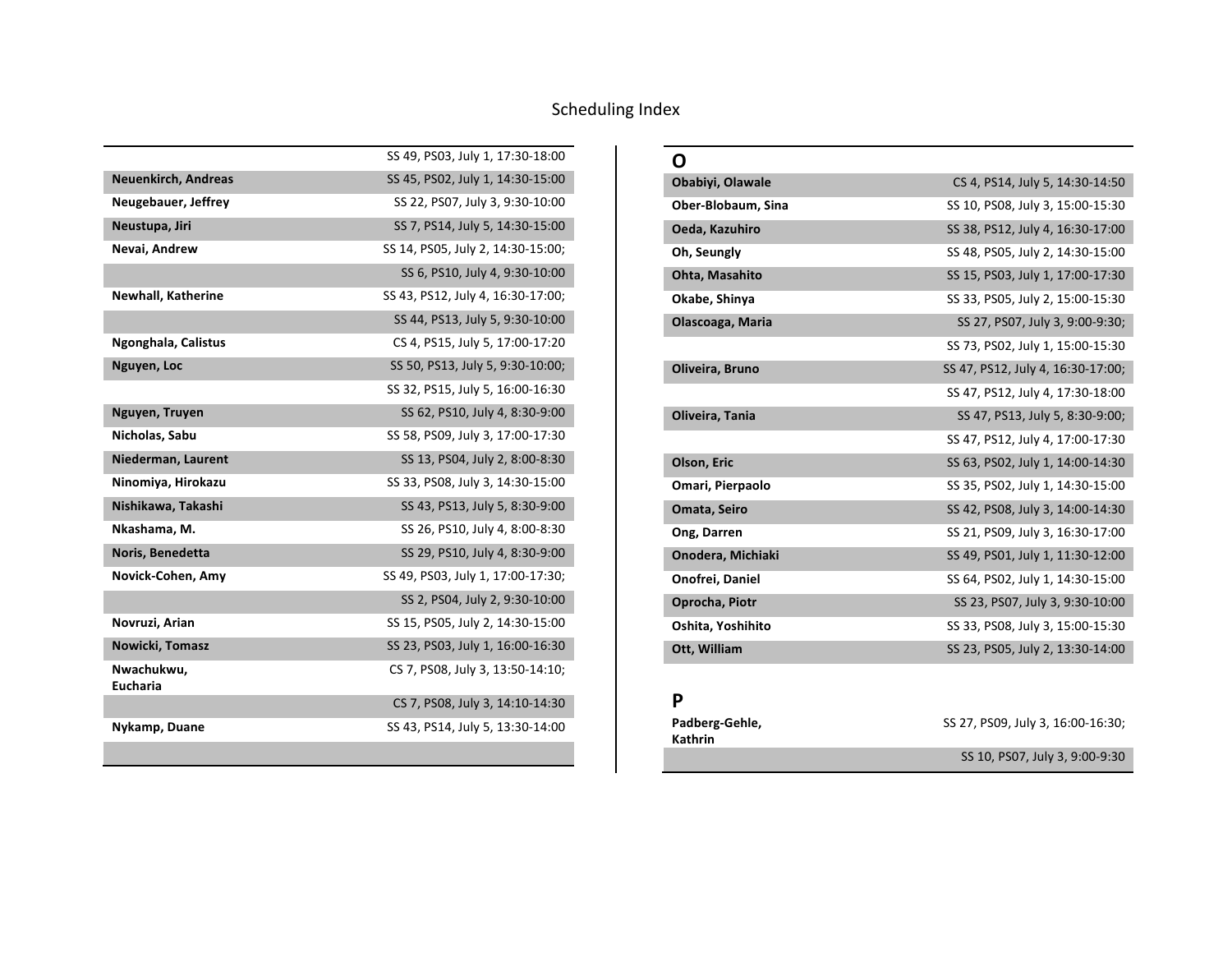# Scheduling Index

| | |
|---|---|
| | SS 49, PS03, July 1, 17:30-18:00 |
| **Neuenkirch, Andreas** | SS 45, PS02, July 1, 14:30-15:00 |
| **Neugebauer, Jeffrey** | SS 22, PS07, July 3, 9:30-10:00 |
| **Neustupa, Jiri** | SS 7, PS14, July 5, 14:30-15:00 |
| **Nevai, Andrew** | SS 14, PS05, July 2, 14:30-15:00; |
| | SS 6, PS10, July 4, 9:30-10:00 |
| **Newhall, Katherine** | SS 43, PS12, July 4, 16:30-17:00; |
| | SS 44, PS13, July 5, 9:30-10:00 |
| **Ngonghala, Calistus** | CS 4, PS15, July 5, 17:00-17:20 |
| **Nguyen, Loc** | SS 50, PS13, July 5, 9:30-10:00; |
| | SS 32, PS15, July 5, 16:00-16:30 |
| **Nguyen, Truyen** | SS 62, PS10, July 4, 8:30-9:00 |
| **Nicholas, Sabu** | SS 58, PS09, July 3, 17:00-17:30 |
| **Niederman, Laurent** | SS 13, PS04, July 2, 8:00-8:30 |
| **Ninomiya, Hirokazu** | SS 33, PS08, July 3, 14:30-15:00 |
| **Nishikawa, Takashi** | SS 43, PS13, July 5, 8:30-9:00 |
| **Nkashama, M.** | SS 26, PS10, July 4, 8:00-8:30 |
| **Noris, Benedetta** | SS 29, PS10, July 4, 8:30-9:00 |
| **Novick-Cohen, Amy** | SS 49, PS03, July 1, 17:00-17:30; |
| | SS 2, PS04, July 2, 9:30-10:00 |
| **Novruzi, Arian** | SS 15, PS05, July 2, 14:30-15:00 |
| **Nowicki, Tomasz** | SS 23, PS03, July 1, 16:00-16:30 |
| **Nwachukwu, Eucharia** | CS 7, PS08, July 3, 13:50-14:10; |
| | CS 7, PS08, July 3, 14:10-14:30 |
| **Nykamp, Duane** | SS 43, PS14, July 5, 13:30-14:00 |

## O

| | |
|---|---|
| **Obabiyi, Olawale** | CS 4, PS14, July 5, 14:30-14:50 |
| **Ober-Blobaum, Sina** | SS 10, PS08, July 3, 15:00-15:30 |
| **Oeda, Kazuhiro** | SS 38, PS12, July 4, 16:30-17:00 |
| **Oh, Seungly** | SS 48, PS05, July 2, 14:30-15:00 |
| **Ohta, Masahito** | SS 15, PS03, July 1, 17:00-17:30 |
| **Okabe, Shinya** | SS 33, PS05, July 2, 15:00-15:30 |
| **Olascoaga, Maria** | SS 27, PS07, July 3, 9:00-9:30; |
| | SS 73, PS02, July 1, 15:00-15:30 |
| **Oliveira, Bruno** | SS 47, PS12, July 4, 16:30-17:00; |
| | SS 47, PS12, July 4, 17:30-18:00 |
| **Oliveira, Tania** | SS 47, PS13, July 5, 8:30-9:00; |
| | SS 47, PS12, July 4, 17:00-17:30 |
| **Olson, Eric** | SS 63, PS02, July 1, 14:00-14:30 |
| **Omari, Pierpaolo** | SS 35, PS02, July 1, 14:30-15:00 |
| **Omata, Seiro** | SS 42, PS08, July 3, 14:00-14:30 |
| **Ong, Darren** | SS 21, PS09, July 3, 16:30-17:00 |
| **Onodera, Michiaki** | SS 49, PS01, July 1, 11:30-12:00 |
| **Onofrei, Daniel** | SS 64, PS02, July 1, 14:30-15:00 |
| **Oprocha, Piotr** | SS 23, PS07, July 3, 9:30-10:00 |
| **Oshita, Yoshihito** | SS 33, PS08, July 3, 15:00-15:30 |
| **Ott, William** | SS 23, PS05, July 2, 13:30-14:00 |

## P

| | |
|---|---|
| **Padberg-Gehle, Kathrin** | SS 27, PS09, July 3, 16:00-16:30; |
| | SS 10, PS07, July 3, 9:00-9:30 |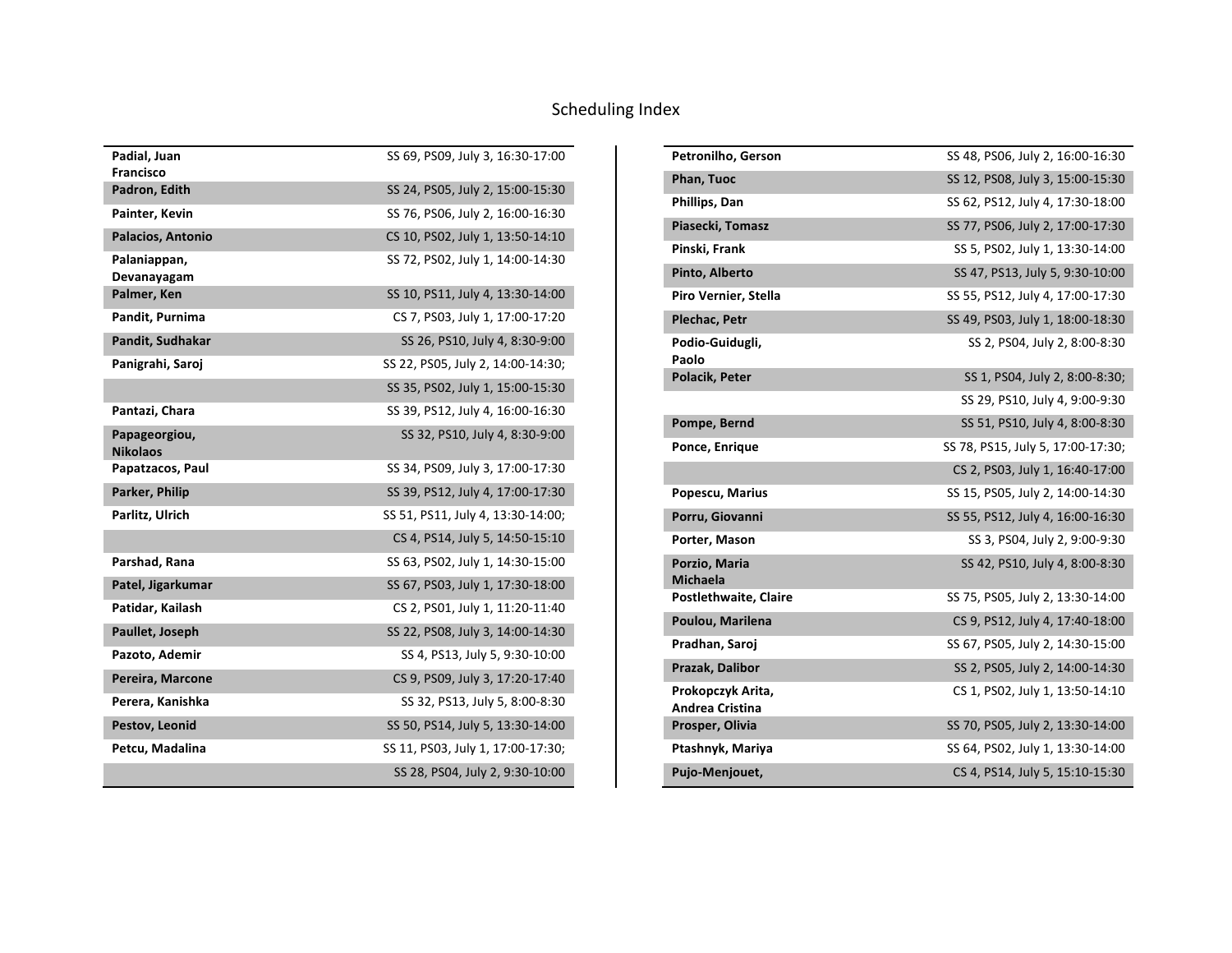# Scheduling Index

| Name | Schedule |
|---|---|
| **Padial, Juan Francisco** | SS 69, PS09, July 3, 16:30-17:00 |
| **Padron, Edith** | SS 24, PS05, July 2, 15:00-15:30 |
| **Painter, Kevin** | SS 76, PS06, July 2, 16:00-16:30 |
| **Palacios, Antonio** | CS 10, PS02, July 1, 13:50-14:10 |
| **Palaniappan, Devanayagam** | SS 72, PS02, July 1, 14:00-14:30 |
| **Palmer, Ken** | SS 10, PS11, July 4, 13:30-14:00 |
| **Pandit, Purnima** | CS 7, PS03, July 1, 17:00-17:20 |
| **Pandit, Sudhakar** | SS 26, PS10, July 4, 8:30-9:00 |
| **Panigrahi, Saroj** | SS 22, PS05, July 2, 14:00-14:30; |
| | SS 35, PS02, July 1, 15:00-15:30 |
| **Pantazi, Chara** | SS 39, PS12, July 4, 16:00-16:30 |
| **Papageorgiou, Nikolaos** | SS 32, PS10, July 4, 8:30-9:00 |
| **Papatzacos, Paul** | SS 34, PS09, July 3, 17:00-17:30 |
| **Parker, Philip** | SS 39, PS12, July 4, 17:00-17:30 |
| **Parlitz, Ulrich** | SS 51, PS11, July 4, 13:30-14:00; |
| | CS 4, PS14, July 5, 14:50-15:10 |
| **Parshad, Rana** | SS 63, PS02, July 1, 14:30-15:00 |
| **Patel, Jigarkumar** | SS 67, PS03, July 1, 17:30-18:00 |
| **Patidar, Kailash** | CS 2, PS01, July 1, 11:20-11:40 |
| **Paullet, Joseph** | SS 22, PS08, July 3, 14:00-14:30 |
| **Pazoto, Ademir** | SS 4, PS13, July 5, 9:30-10:00 |
| **Pereira, Marcone** | CS 9, PS09, July 3, 17:20-17:40 |
| **Perera, Kanishka** | SS 32, PS13, July 5, 8:00-8:30 |
| **Pestov, Leonid** | SS 50, PS14, July 5, 13:30-14:00 |
| **Petcu, Madalina** | SS 11, PS03, July 1, 17:00-17:30; |
| | SS 28, PS04, July 2, 9:30-10:00 |
| **Petronilho, Gerson** | SS 48, PS06, July 2, 16:00-16:30 |
| **Phan, Tuoc** | SS 12, PS08, July 3, 15:00-15:30 |
| **Phillips, Dan** | SS 62, PS12, July 4, 17:30-18:00 |
| **Piasecki, Tomasz** | SS 77, PS06, July 2, 17:00-17:30 |
| **Pinski, Frank** | SS 5, PS02, July 1, 13:30-14:00 |
| **Pinto, Alberto** | SS 47, PS13, July 5, 9:30-10:00 |
| **Piro Vernier, Stella** | SS 55, PS12, July 4, 17:00-17:30 |
| **Plechac, Petr** | SS 49, PS03, July 1, 18:00-18:30 |
| **Podio-Guidugli, Paolo** | SS 2, PS04, July 2, 8:00-8:30 |
| **Polacik, Peter** | SS 1, PS04, July 2, 8:00-8:30; |
| | SS 29, PS10, July 4, 9:00-9:30 |
| **Pompe, Bernd** | SS 51, PS10, July 4, 8:00-8:30 |
| **Ponce, Enrique** | SS 78, PS15, July 5, 17:00-17:30; |
| | CS 2, PS03, July 1, 16:40-17:00 |
| **Popescu, Marius** | SS 15, PS05, July 2, 14:00-14:30 |
| **Porru, Giovanni** | SS 55, PS12, July 4, 16:00-16:30 |
| **Porter, Mason** | SS 3, PS04, July 2, 9:00-9:30 |
| **Porzio, Maria Michaela** | SS 42, PS10, July 4, 8:00-8:30 |
| **Postlethwaite, Claire** | SS 75, PS05, July 2, 13:30-14:00 |
| **Poulou, Marilena** | CS 9, PS12, July 4, 17:40-18:00 |
| **Pradhan, Saroj** | SS 67, PS05, July 2, 14:30-15:00 |
| **Prazak, Dalibor** | SS 2, PS05, July 2, 14:00-14:30 |
| **Prokopczyk Arita, Andrea Cristina** | CS 1, PS02, July 1, 13:50-14:10 |
| **Prosper, Olivia** | SS 70, PS05, July 2, 13:30-14:00 |
| **Ptashnyk, Mariya** | SS 64, PS02, July 1, 13:30-14:00 |
| **Pujo-Menjouet,** | CS 4, PS14, July 5, 15:10-15:30 |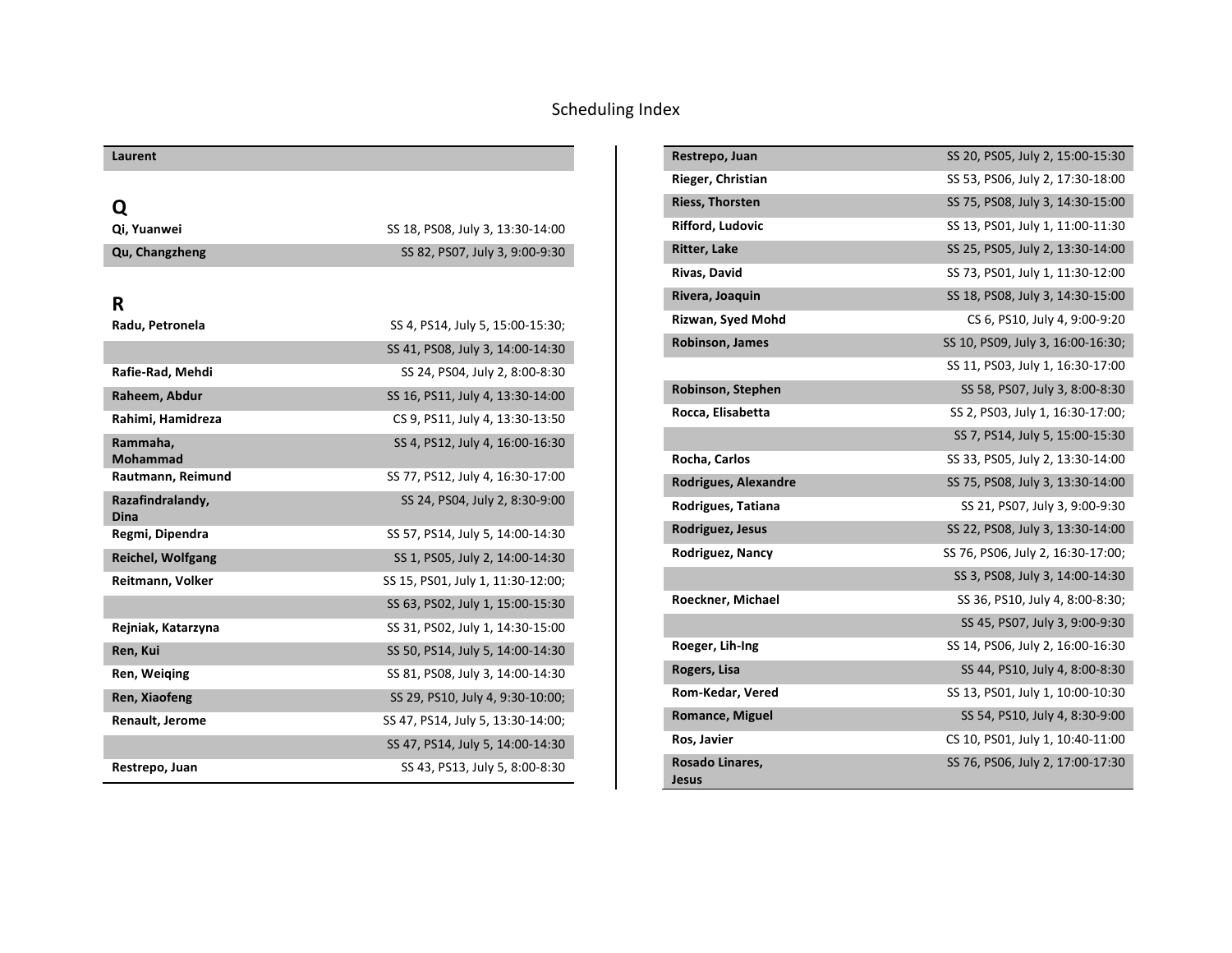# Scheduling Index

| Laurent | |
|---|---|

## Q

| Name | Schedule |
|---|---|
| **Qi, Yuanwei** | SS 18, PS08, July 3, 13:30-14:00 |
| **Qu, Changzheng** | SS 82, PS07, July 3, 9:00-9:30 |

## R

| Name | Schedule |
|---|---|
| **Radu, Petronela** | SS 4, PS14, July 5, 15:00-15:30; |
| | SS 41, PS08, July 3, 14:00-14:30 |
| **Rafie-Rad, Mehdi** | SS 24, PS04, July 2, 8:00-8:30 |
| **Raheem, Abdur** | SS 16, PS11, July 4, 13:30-14:00 |
| **Rahimi, Hamidreza** | CS 9, PS11, July 4, 13:30-13:50 |
| **Rammaha, Mohammad** | SS 4, PS12, July 4, 16:00-16:30 |
| **Rautmann, Reimund** | SS 77, PS12, July 4, 16:30-17:00 |
| **Razafindralandy, Dina** | SS 24, PS04, July 2, 8:30-9:00 |
| **Regmi, Dipendra** | SS 57, PS14, July 5, 14:00-14:30 |
| **Reichel, Wolfgang** | SS 1, PS05, July 2, 14:00-14:30 |
| **Reitmann, Volker** | SS 15, PS01, July 1, 11:30-12:00; |
| | SS 63, PS02, July 1, 15:00-15:30 |
| **Rejniak, Katarzyna** | SS 31, PS02, July 1, 14:30-15:00 |
| **Ren, Kui** | SS 50, PS14, July 5, 14:00-14:30 |
| **Ren, Weiqing** | SS 81, PS08, July 3, 14:00-14:30 |
| **Ren, Xiaofeng** | SS 29, PS10, July 4, 9:30-10:00; |
| **Renault, Jerome** | SS 47, PS14, July 5, 13:30-14:00; |
| | SS 47, PS14, July 5, 14:00-14:30 |
| **Restrepo, Juan** | SS 43, PS13, July 5, 8:00-8:30 |
| **Restrepo, Juan** | SS 20, PS05, July 2, 15:00-15:30 |
| **Rieger, Christian** | SS 53, PS06, July 2, 17:30-18:00 |
| **Riess, Thorsten** | SS 75, PS08, July 3, 14:30-15:00 |
| **Rifford, Ludovic** | SS 13, PS01, July 1, 11:00-11:30 |
| **Ritter, Lake** | SS 25, PS05, July 2, 13:30-14:00 |
| **Rivas, David** | SS 73, PS01, July 1, 11:30-12:00 |
| **Rivera, Joaquin** | SS 18, PS08, July 3, 14:30-15:00 |
| **Rizwan, Syed Mohd** | CS 6, PS10, July 4, 9:00-9:20 |
| **Robinson, James** | SS 10, PS09, July 3, 16:00-16:30; |
| | SS 11, PS03, July 1, 16:30-17:00 |
| **Robinson, Stephen** | SS 58, PS07, July 3, 8:00-8:30 |
| **Rocca, Elisabetta** | SS 2, PS03, July 1, 16:30-17:00; |
| | SS 7, PS14, July 5, 15:00-15:30 |
| **Rocha, Carlos** | SS 33, PS05, July 2, 13:30-14:00 |
| **Rodrigues, Alexandre** | SS 75, PS08, July 3, 13:30-14:00 |
| **Rodrigues, Tatiana** | SS 21, PS07, July 3, 9:00-9:30 |
| **Rodriguez, Jesus** | SS 22, PS08, July 3, 13:30-14:00 |
| **Rodriguez, Nancy** | SS 76, PS06, July 2, 16:30-17:00; |
| | SS 3, PS08, July 3, 14:00-14:30 |
| **Roeckner, Michael** | SS 36, PS10, July 4, 8:00-8:30; |
| | SS 45, PS07, July 3, 9:00-9:30 |
| **Roeger, Lih-Ing** | SS 14, PS06, July 2, 16:00-16:30 |
| **Rogers, Lisa** | SS 44, PS10, July 4, 8:00-8:30 |
| **Rom-Kedar, Vered** | SS 13, PS01, July 1, 10:00-10:30 |
| **Romance, Miguel** | SS 54, PS10, July 4, 8:30-9:00 |
| **Ros, Javier** | CS 10, PS01, July 1, 10:40-11:00 |
| **Rosado Linares, Jesus** | SS 76, PS06, July 2, 17:00-17:30 |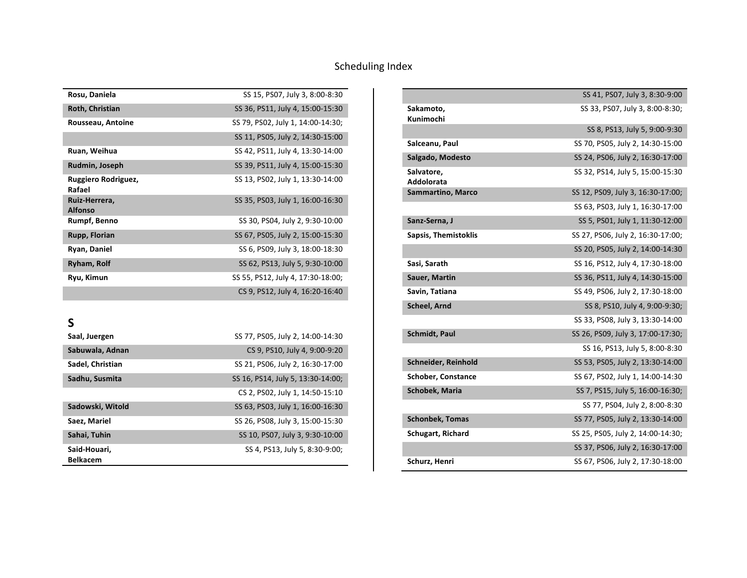# Scheduling Index

| | |
|---|---|
| **Rosu, Daniela** | SS 15, PS07, July 3, 8:00-8:30 |
| **Roth, Christian** | SS 36, PS11, July 4, 15:00-15:30 |
| **Rousseau, Antoine** | SS 79, PS02, July 1, 14:00-14:30; |
| | SS 11, PS05, July 2, 14:30-15:00 |
| **Ruan, Weihua** | SS 42, PS11, July 4, 13:30-14:00 |
| **Rudmin, Joseph** | SS 39, PS11, July 4, 15:00-15:30 |
| **Ruggiero Rodriguez, Rafael** | SS 13, PS02, July 1, 13:30-14:00 |
| **Ruiz-Herrera, Alfonso** | SS 35, PS03, July 1, 16:00-16:30 |
| **Rumpf, Benno** | SS 30, PS04, July 2, 9:30-10:00 |
| **Rupp, Florian** | SS 67, PS05, July 2, 15:00-15:30 |
| **Ryan, Daniel** | SS 6, PS09, July 3, 18:00-18:30 |
| **Ryham, Rolf** | SS 62, PS13, July 5, 9:30-10:00 |
| **Ryu, Kimun** | SS 55, PS12, July 4, 17:30-18:00; |
| | CS 9, PS12, July 4, 16:20-16:40 |

## S

| | |
|---|---|
| **Saal, Juergen** | SS 77, PS05, July 2, 14:00-14:30 |
| **Sabuwala, Adnan** | CS 9, PS10, July 4, 9:00-9:20 |
| **Sadel, Christian** | SS 21, PS06, July 2, 16:30-17:00 |
| **Sadhu, Susmita** | SS 16, PS14, July 5, 13:30-14:00; |
| | CS 2, PS02, July 1, 14:50-15:10 |
| **Sadowski, Witold** | SS 63, PS03, July 1, 16:00-16:30 |
| **Saez, Mariel** | SS 26, PS08, July 3, 15:00-15:30 |
| **Sahai, Tuhin** | SS 10, PS07, July 3, 9:30-10:00 |
| **Said-Houari, Belkacem** | SS 4, PS13, July 5, 8:30-9:00; |
| | SS 41, PS07, July 3, 8:30-9:00 |
| **Sakamoto, Kunimochi** | SS 33, PS07, July 3, 8:00-8:30; |
| | SS 8, PS13, July 5, 9:00-9:30 |
| **Salceanu, Paul** | SS 70, PS05, July 2, 14:30-15:00 |
| **Salgado, Modesto** | SS 24, PS06, July 2, 16:30-17:00 |
| **Salvatore, Addolorata** | SS 32, PS14, July 5, 15:00-15:30 |
| **Sammartino, Marco** | SS 12, PS09, July 3, 16:30-17:00; |
| | SS 63, PS03, July 1, 16:30-17:00 |
| **Sanz-Serna, J** | SS 5, PS01, July 1, 11:30-12:00 |
| **Sapsis, Themistoklis** | SS 27, PS06, July 2, 16:30-17:00; |
| | SS 20, PS05, July 2, 14:00-14:30 |
| **Sasi, Sarath** | SS 16, PS12, July 4, 17:30-18:00 |
| **Sauer, Martin** | SS 36, PS11, July 4, 14:30-15:00 |
| **Savin, Tatiana** | SS 49, PS06, July 2, 17:30-18:00 |
| **Scheel, Arnd** | SS 8, PS10, July 4, 9:00-9:30; |
| | SS 33, PS08, July 3, 13:30-14:00 |
| **Schmidt, Paul** | SS 26, PS09, July 3, 17:00-17:30; |
| | SS 16, PS13, July 5, 8:00-8:30 |
| **Schneider, Reinhold** | SS 53, PS05, July 2, 13:30-14:00 |
| **Schober, Constance** | SS 67, PS02, July 1, 14:00-14:30 |
| **Schobek, Maria** | SS 7, PS15, July 5, 16:00-16:30; |
| | SS 77, PS04, July 2, 8:00-8:30 |
| **Schonbek, Tomas** | SS 77, PS05, July 2, 13:30-14:00 |
| **Schugart, Richard** | SS 25, PS05, July 2, 14:00-14:30; |
| | SS 37, PS06, July 2, 16:30-17:00 |
| **Schurz, Henri** | SS 67, PS06, July 2, 17:30-18:00 |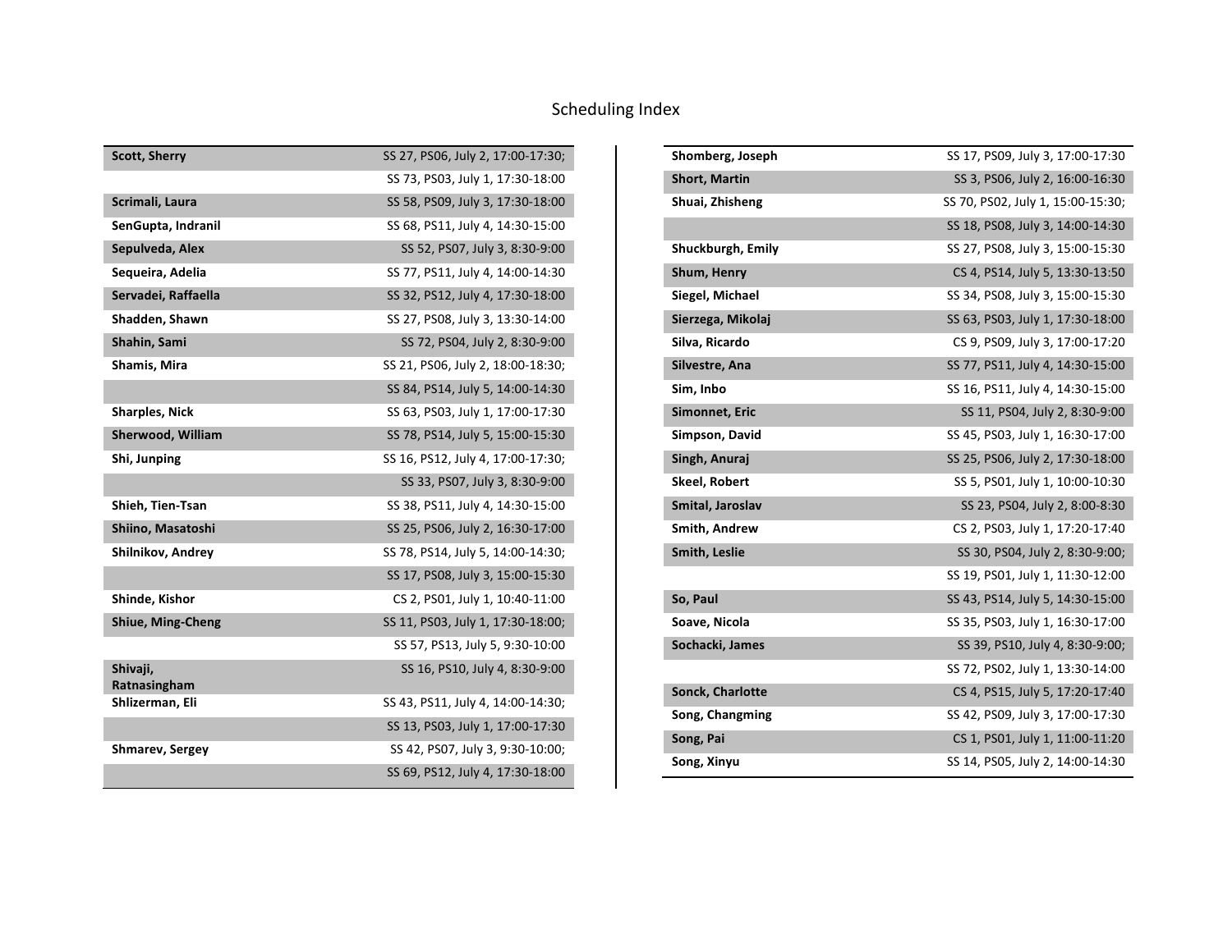# Scheduling Index

| | |
|---|---|
| **Scott, Sherry** | SS 27, PS06, July 2, 17:00-17:30; |
| | SS 73, PS03, July 1, 17:30-18:00 |
| **Scrimali, Laura** | SS 58, PS09, July 3, 17:30-18:00 |
| **SenGupta, Indranil** | SS 68, PS11, July 4, 14:30-15:00 |
| **Sepulveda, Alex** | SS 52, PS07, July 3, 8:30-9:00 |
| **Sequeira, Adelia** | SS 77, PS11, July 4, 14:00-14:30 |
| **Servadei, Raffaella** | SS 32, PS12, July 4, 17:30-18:00 |
| **Shadden, Shawn** | SS 27, PS08, July 3, 13:30-14:00 |
| **Shahin, Sami** | SS 72, PS04, July 2, 8:30-9:00 |
| **Shamis, Mira** | SS 21, PS06, July 2, 18:00-18:30; |
| | SS 84, PS14, July 5, 14:00-14:30 |
| **Sharples, Nick** | SS 63, PS03, July 1, 17:00-17:30 |
| **Sherwood, William** | SS 78, PS14, July 5, 15:00-15:30 |
| **Shi, Junping** | SS 16, PS12, July 4, 17:00-17:30; |
| | SS 33, PS07, July 3, 8:30-9:00 |
| **Shieh, Tien-Tsan** | SS 38, PS11, July 4, 14:30-15:00 |
| **Shiino, Masatoshi** | SS 25, PS06, July 2, 16:30-17:00 |
| **Shilnikov, Andrey** | SS 78, PS14, July 5, 14:00-14:30; |
| | SS 17, PS08, July 3, 15:00-15:30 |
| **Shinde, Kishor** | CS 2, PS01, July 1, 10:40-11:00 |
| **Shiue, Ming-Cheng** | SS 11, PS03, July 1, 17:30-18:00; |
| | SS 57, PS13, July 5, 9:30-10:00 |
| **Shivaji, Ratnasingham** | SS 16, PS10, July 4, 8:30-9:00 |
| **Shlizerman, Eli** | SS 43, PS11, July 4, 14:00-14:30; |
| | SS 13, PS03, July 1, 17:00-17:30 |
| **Shmarev, Sergey** | SS 42, PS07, July 3, 9:30-10:00; |
| | SS 69, PS12, July 4, 17:30-18:00 |
| **Shomberg, Joseph** | SS 17, PS09, July 3, 17:00-17:30 |
| **Short, Martin** | SS 3, PS06, July 2, 16:00-16:30 |
| **Shuai, Zhisheng** | SS 70, PS02, July 1, 15:00-15:30; |
| | SS 18, PS08, July 3, 14:00-14:30 |
| **Shuckburgh, Emily** | SS 27, PS08, July 3, 15:00-15:30 |
| **Shum, Henry** | CS 4, PS14, July 5, 13:30-13:50 |
| **Siegel, Michael** | SS 34, PS08, July 3, 15:00-15:30 |
| **Sierzega, Mikolaj** | SS 63, PS03, July 1, 17:30-18:00 |
| **Silva, Ricardo** | CS 9, PS09, July 3, 17:00-17:20 |
| **Silvestre, Ana** | SS 77, PS11, July 4, 14:30-15:00 |
| **Sim, Inbo** | SS 16, PS11, July 4, 14:30-15:00 |
| **Simonnet, Eric** | SS 11, PS04, July 2, 8:30-9:00 |
| **Simpson, David** | SS 45, PS03, July 1, 16:30-17:00 |
| **Singh, Anuraj** | SS 25, PS06, July 2, 17:30-18:00 |
| **Skeel, Robert** | SS 5, PS01, July 1, 10:00-10:30 |
| **Smital, Jaroslav** | SS 23, PS04, July 2, 8:00-8:30 |
| **Smith, Andrew** | CS 2, PS03, July 1, 17:20-17:40 |
| **Smith, Leslie** | SS 30, PS04, July 2, 8:30-9:00; |
| | SS 19, PS01, July 1, 11:30-12:00 |
| **So, Paul** | SS 43, PS14, July 5, 14:30-15:00 |
| **Soave, Nicola** | SS 35, PS03, July 1, 16:30-17:00 |
| **Sochacki, James** | SS 39, PS10, July 4, 8:30-9:00; |
| | SS 72, PS02, July 1, 13:30-14:00 |
| **Sonck, Charlotte** | CS 4, PS15, July 5, 17:20-17:40 |
| **Song, Changming** | SS 42, PS09, July 3, 17:00-17:30 |
| **Song, Pai** | CS 1, PS01, July 1, 11:00-11:20 |
| **Song, Xinyu** | SS 14, PS05, July 2, 14:00-14:30 |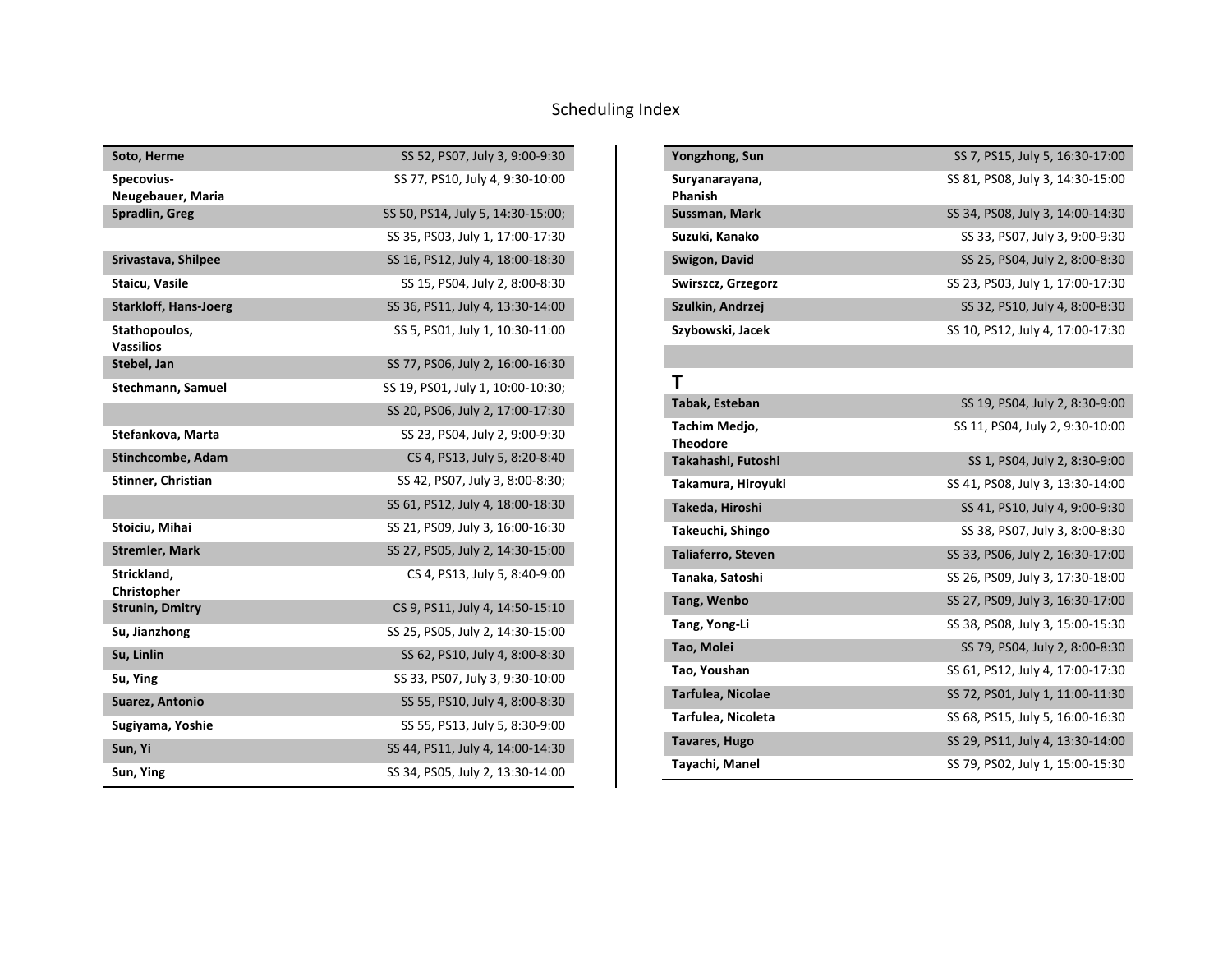# Scheduling Index

| Name | Schedule |
| --- | --- |
| **Soto, Herme** | SS 52, PS07, July 3, 9:00-9:30 |
| **Specovius-Neugebauer, Maria** | SS 77, PS10, July 4, 9:30-10:00 |
| **Spradlin, Greg** | SS 50, PS14, July 5, 14:30-15:00; |
| | SS 35, PS03, July 1, 17:00-17:30 |
| **Srivastava, Shilpee** | SS 16, PS12, July 4, 18:00-18:30 |
| **Staicu, Vasile** | SS 15, PS04, July 2, 8:00-8:30 |
| **Starkloff, Hans-Joerg** | SS 36, PS11, July 4, 13:30-14:00 |
| **Stathopoulos, Vassilios** | SS 5, PS01, July 1, 10:30-11:00 |
| **Stebel, Jan** | SS 77, PS06, July 2, 16:00-16:30 |
| **Stechmann, Samuel** | SS 19, PS01, July 1, 10:00-10:30; |
| | SS 20, PS06, July 2, 17:00-17:30 |
| **Stefankova, Marta** | SS 23, PS04, July 2, 9:00-9:30 |
| **Stinchcombe, Adam** | CS 4, PS13, July 5, 8:20-8:40 |
| **Stinner, Christian** | SS 42, PS07, July 3, 8:00-8:30; |
| | SS 61, PS12, July 4, 18:00-18:30 |
| **Stoiciu, Mihai** | SS 21, PS09, July 3, 16:00-16:30 |
| **Stremler, Mark** | SS 27, PS05, July 2, 14:30-15:00 |
| **Strickland, Christopher** | CS 4, PS13, July 5, 8:40-9:00 |
| **Strunin, Dmitry** | CS 9, PS11, July 4, 14:50-15:10 |
| **Su, Jianzhong** | SS 25, PS05, July 2, 14:30-15:00 |
| **Su, Linlin** | SS 62, PS10, July 4, 8:00-8:30 |
| **Su, Ying** | SS 33, PS07, July 3, 9:30-10:00 |
| **Suarez, Antonio** | SS 55, PS10, July 4, 8:00-8:30 |
| **Sugiyama, Yoshie** | SS 55, PS13, July 5, 8:30-9:00 |
| **Sun, Yi** | SS 44, PS11, July 4, 14:00-14:30 |
| **Sun, Ying** | SS 34, PS05, July 2, 13:30-14:00 |
| **Yongzhong, Sun** | SS 7, PS15, July 5, 16:30-17:00 |
| **Suryanarayana, Phanish** | SS 81, PS08, July 3, 14:30-15:00 |
| **Sussman, Mark** | SS 34, PS08, July 3, 14:00-14:30 |
| **Suzuki, Kanako** | SS 33, PS07, July 3, 9:00-9:30 |
| **Swigon, David** | SS 25, PS04, July 2, 8:00-8:30 |
| **Swirszcz, Grzegorz** | SS 23, PS03, July 1, 17:00-17:30 |
| **Szulkin, Andrzej** | SS 32, PS10, July 4, 8:00-8:30 |
| **Szybowski, Jacek** | SS 10, PS12, July 4, 17:00-17:30 |

## T

| Name | Schedule |
| --- | --- |
| **Tabak, Esteban** | SS 19, PS04, July 2, 8:30-9:00 |
| **Tachim Medjo, Theodore** | SS 11, PS04, July 2, 9:30-10:00 |
| **Takahashi, Futoshi** | SS 1, PS04, July 2, 8:30-9:00 |
| **Takamura, Hiroyuki** | SS 41, PS08, July 3, 13:30-14:00 |
| **Takeda, Hiroshi** | SS 41, PS10, July 4, 9:00-9:30 |
| **Takeuchi, Shingo** | SS 38, PS07, July 3, 8:00-8:30 |
| **Taliaferro, Steven** | SS 33, PS06, July 2, 16:30-17:00 |
| **Tanaka, Satoshi** | SS 26, PS09, July 3, 17:30-18:00 |
| **Tang, Wenbo** | SS 27, PS09, July 3, 16:30-17:00 |
| **Tang, Yong-Li** | SS 38, PS08, July 3, 15:00-15:30 |
| **Tao, Molei** | SS 79, PS04, July 2, 8:00-8:30 |
| **Tao, Youshan** | SS 61, PS12, July 4, 17:00-17:30 |
| **Tarfulea, Nicolae** | SS 72, PS01, July 1, 11:00-11:30 |
| **Tarfulea, Nicoleta** | SS 68, PS15, July 5, 16:00-16:30 |
| **Tavares, Hugo** | SS 29, PS11, July 4, 13:30-14:00 |
| **Tayachi, Manel** | SS 79, PS02, July 1, 15:00-15:30 |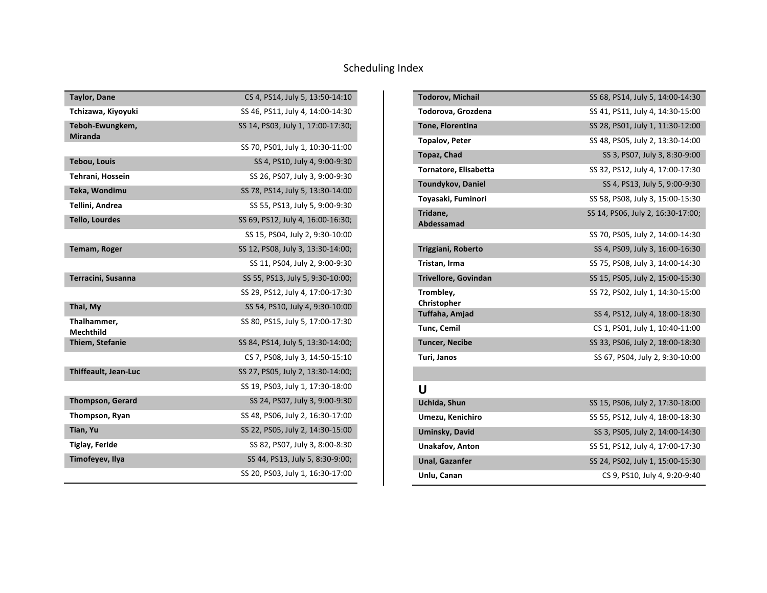# Scheduling Index

| Name | Session |
|---|---|
| **Taylor, Dane** | CS 4, PS14, July 5, 13:50-14:10 |
| **Tchizawa, Kiyoyuki** | SS 46, PS11, July 4, 14:00-14:30 |
| **Teboh-Ewungkem, Miranda** | SS 14, PS03, July 1, 17:00-17:30; |
| | SS 70, PS01, July 1, 10:30-11:00 |
| **Tebou, Louis** | SS 4, PS10, July 4, 9:00-9:30 |
| **Tehrani, Hossein** | SS 26, PS07, July 3, 9:00-9:30 |
| **Teka, Wondimu** | SS 78, PS14, July 5, 13:30-14:00 |
| **Tellini, Andrea** | SS 55, PS13, July 5, 9:00-9:30 |
| **Tello, Lourdes** | SS 69, PS12, July 4, 16:00-16:30; |
| | SS 15, PS04, July 2, 9:30-10:00 |
| **Temam, Roger** | SS 12, PS08, July 3, 13:30-14:00; |
| | SS 11, PS04, July 2, 9:00-9:30 |
| **Terracini, Susanna** | SS 55, PS13, July 5, 9:30-10:00; |
| | SS 29, PS12, July 4, 17:00-17:30 |
| **Thai, My** | SS 54, PS10, July 4, 9:30-10:00 |
| **Thalhammer, Mechthild** | SS 80, PS15, July 5, 17:00-17:30 |
| **Thiem, Stefanie** | SS 84, PS14, July 5, 13:30-14:00; |
| | CS 7, PS08, July 3, 14:50-15:10 |
| **Thiffeault, Jean-Luc** | SS 27, PS05, July 2, 13:30-14:00; |
| | SS 19, PS03, July 1, 17:30-18:00 |
| **Thompson, Gerard** | SS 24, PS07, July 3, 9:00-9:30 |
| **Thompson, Ryan** | SS 48, PS06, July 2, 16:30-17:00 |
| **Tian, Yu** | SS 22, PS05, July 2, 14:30-15:00 |
| **Tiglay, Feride** | SS 82, PS07, July 3, 8:00-8:30 |
| **Timofeyev, Ilya** | SS 44, PS13, July 5, 8:30-9:00; |
| | SS 20, PS03, July 1, 16:30-17:00 |
| **Todorov, Michail** | SS 68, PS14, July 5, 14:00-14:30 |
| **Todorova, Grozdena** | SS 41, PS11, July 4, 14:30-15:00 |
| **Tone, Florentina** | SS 28, PS01, July 1, 11:30-12:00 |
| **Topalov, Peter** | SS 48, PS05, July 2, 13:30-14:00 |
| **Topaz, Chad** | SS 3, PS07, July 3, 8:30-9:00 |
| **Tornatore, Elisabetta** | SS 32, PS12, July 4, 17:00-17:30 |
| **Toundykov, Daniel** | SS 4, PS13, July 5, 9:00-9:30 |
| **Toyasaki, Fuminori** | SS 58, PS08, July 3, 15:00-15:30 |
| **Tridane, Abdessamad** | SS 14, PS06, July 2, 16:30-17:00; |
| | SS 70, PS05, July 2, 14:00-14:30 |
| **Triggiani, Roberto** | SS 4, PS09, July 3, 16:00-16:30 |
| **Tristan, Irma** | SS 75, PS08, July 3, 14:00-14:30 |
| **Trivellore, Govindan** | SS 15, PS05, July 2, 15:00-15:30 |
| **Trombley, Christopher** | SS 72, PS02, July 1, 14:30-15:00 |
| **Tuffaha, Amjad** | SS 4, PS12, July 4, 18:00-18:30 |
| **Tunc, Cemil** | CS 1, PS01, July 1, 10:40-11:00 |
| **Tuncer, Necibe** | SS 33, PS06, July 2, 18:00-18:30 |
| **Turi, Janos** | SS 67, PS04, July 2, 9:30-10:00 |

## U

| Name | Session |
|---|---|
| **Uchida, Shun** | SS 15, PS06, July 2, 17:30-18:00 |
| **Umezu, Kenichiro** | SS 55, PS12, July 4, 18:00-18:30 |
| **Uminsky, David** | SS 3, PS05, July 2, 14:00-14:30 |
| **Unakafov, Anton** | SS 51, PS12, July 4, 17:00-17:30 |
| **Unal, Gazanfer** | SS 24, PS02, July 1, 15:00-15:30 |
| **Unlu, Canan** | CS 9, PS10, July 4, 9:20-9:40 |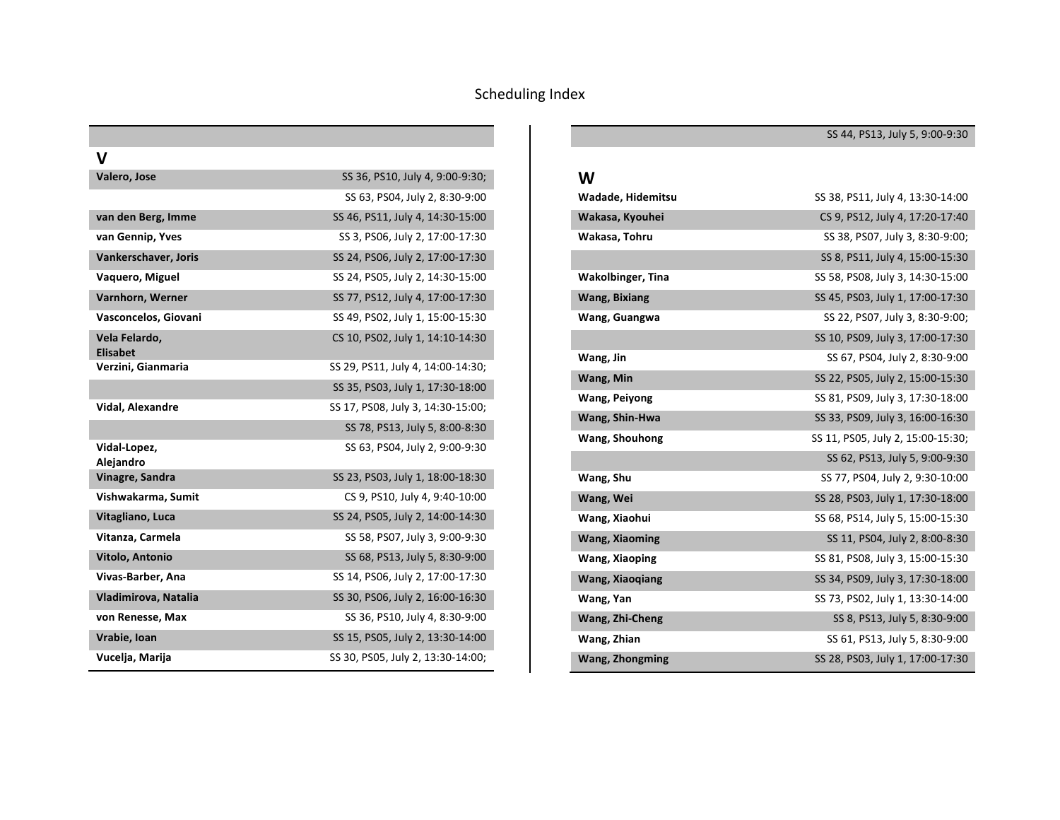# Scheduling Index

| | |
|---|---|
| | SS 44, PS13, July 5, 9:00-9:30 |

## V

| Name | Schedule |
|---|---|
| **Valero, Jose** | SS 36, PS10, July 4, 9:00-9:30; |
| | SS 63, PS04, July 2, 8:30-9:00 |
| **van den Berg, Imme** | SS 46, PS11, July 4, 14:30-15:00 |
| **van Gennip, Yves** | SS 3, PS06, July 2, 17:00-17:30 |
| **Vankerschaver, Joris** | SS 24, PS06, July 2, 17:00-17:30 |
| **Vaquero, Miguel** | SS 24, PS05, July 2, 14:30-15:00 |
| **Varnhorn, Werner** | SS 77, PS12, July 4, 17:00-17:30 |
| **Vasconcelos, Giovani** | SS 49, PS02, July 1, 15:00-15:30 |
| **Vela Felardo, Elisabet** | CS 10, PS02, July 1, 14:10-14:30 |
| **Verzini, Gianmaria** | SS 29, PS11, July 4, 14:00-14:30; |
| | SS 35, PS03, July 1, 17:30-18:00 |
| **Vidal, Alexandre** | SS 17, PS08, July 3, 14:30-15:00; |
| | SS 78, PS13, July 5, 8:00-8:30 |
| **Vidal-Lopez, Alejandro** | SS 63, PS04, July 2, 9:00-9:30 |
| **Vinagre, Sandra** | SS 23, PS03, July 1, 18:00-18:30 |
| **Vishwakarma, Sumit** | CS 9, PS10, July 4, 9:40-10:00 |
| **Vitagliano, Luca** | SS 24, PS05, July 2, 14:00-14:30 |
| **Vitanza, Carmela** | SS 58, PS07, July 3, 9:00-9:30 |
| **Vitolo, Antonio** | SS 68, PS13, July 5, 8:30-9:00 |
| **Vivas-Barber, Ana** | SS 14, PS06, July 2, 17:00-17:30 |
| **Vladimirova, Natalia** | SS 30, PS06, July 2, 16:00-16:30 |
| **von Renesse, Max** | SS 36, PS10, July 4, 8:30-9:00 |
| **Vrabie, Ioan** | SS 15, PS05, July 2, 13:30-14:00 |
| **Vucelja, Marija** | SS 30, PS05, July 2, 13:30-14:00; |

## W

| Name | Schedule |
|---|---|
| **Wadade, Hidemitsu** | SS 38, PS11, July 4, 13:30-14:00 |
| **Wakasa, Kyouhei** | CS 9, PS12, July 4, 17:20-17:40 |
| **Wakasa, Tohru** | SS 38, PS07, July 3, 8:30-9:00; |
| | SS 8, PS11, July 4, 15:00-15:30 |
| **Wakolbinger, Tina** | SS 58, PS08, July 3, 14:30-15:00 |
| **Wang, Bixiang** | SS 45, PS03, July 1, 17:00-17:30 |
| **Wang, Guangwa** | SS 22, PS07, July 3, 8:30-9:00; |
| | SS 10, PS09, July 3, 17:00-17:30 |
| **Wang, Jin** | SS 67, PS04, July 2, 8:30-9:00 |
| **Wang, Min** | SS 22, PS05, July 2, 15:00-15:30 |
| **Wang, Peiyong** | SS 81, PS09, July 3, 17:30-18:00 |
| **Wang, Shin-Hwa** | SS 33, PS09, July 3, 16:00-16:30 |
| **Wang, Shouhong** | SS 11, PS05, July 2, 15:00-15:30; |
| | SS 62, PS13, July 5, 9:00-9:30 |
| **Wang, Shu** | SS 77, PS04, July 2, 9:30-10:00 |
| **Wang, Wei** | SS 28, PS03, July 1, 17:30-18:00 |
| **Wang, Xiaohui** | SS 68, PS14, July 5, 15:00-15:30 |
| **Wang, Xiaoming** | SS 11, PS04, July 2, 8:00-8:30 |
| **Wang, Xiaoping** | SS 81, PS08, July 3, 15:00-15:30 |
| **Wang, Xiaoqiang** | SS 34, PS09, July 3, 17:30-18:00 |
| **Wang, Yan** | SS 73, PS02, July 1, 13:30-14:00 |
| **Wang, Zhi-Cheng** | SS 8, PS13, July 5, 8:30-9:00 |
| **Wang, Zhian** | SS 61, PS13, July 5, 8:30-9:00 |
| **Wang, Zhongming** | SS 28, PS03, July 1, 17:00-17:30 |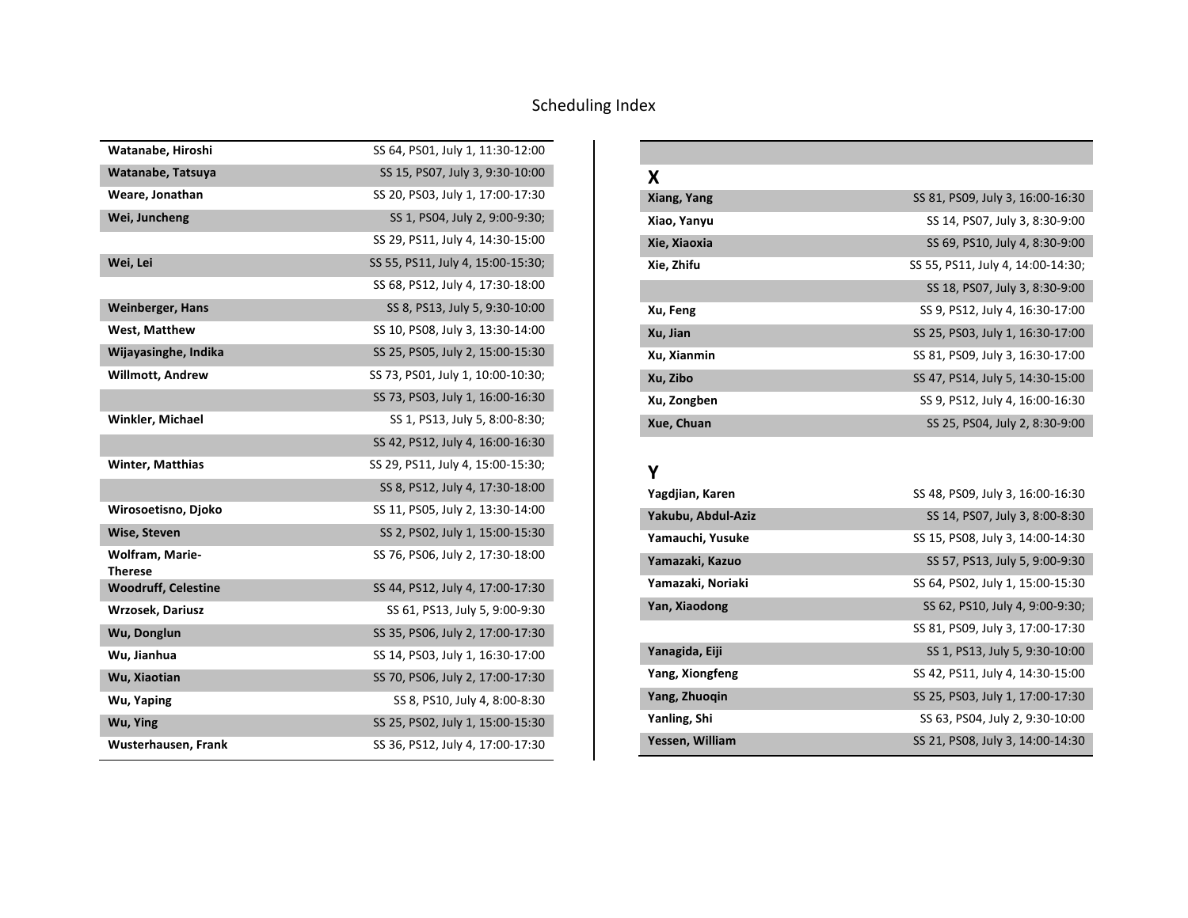# Scheduling Index

| Name | Schedule |
|---|---|
| **Watanabe, Hiroshi** | SS 64, PS01, July 1, 11:30-12:00 |
| **Watanabe, Tatsuya** | SS 15, PS07, July 3, 9:30-10:00 |
| **Weare, Jonathan** | SS 20, PS03, July 1, 17:00-17:30 |
| **Wei, Juncheng** | SS 1, PS04, July 2, 9:00-9:30; |
| | SS 29, PS11, July 4, 14:30-15:00 |
| **Wei, Lei** | SS 55, PS11, July 4, 15:00-15:30; |
| | SS 68, PS12, July 4, 17:30-18:00 |
| **Weinberger, Hans** | SS 8, PS13, July 5, 9:30-10:00 |
| **West, Matthew** | SS 10, PS08, July 3, 13:30-14:00 |
| **Wijayasinghe, Indika** | SS 25, PS05, July 2, 15:00-15:30 |
| **Willmott, Andrew** | SS 73, PS01, July 1, 10:00-10:30; |
| | SS 73, PS03, July 1, 16:00-16:30 |
| **Winkler, Michael** | SS 1, PS13, July 5, 8:00-8:30; |
| | SS 42, PS12, July 4, 16:00-16:30 |
| **Winter, Matthias** | SS 29, PS11, July 4, 15:00-15:30; |
| | SS 8, PS12, July 4, 17:30-18:00 |
| **Wirosoetisno, Djoko** | SS 11, PS05, July 2, 13:30-14:00 |
| **Wise, Steven** | SS 2, PS02, July 1, 15:00-15:30 |
| **Wolfram, Marie-Therese** | SS 76, PS06, July 2, 17:30-18:00 |
| **Woodruff, Celestine** | SS 44, PS12, July 4, 17:00-17:30 |
| **Wrzosek, Dariusz** | SS 61, PS13, July 5, 9:00-9:30 |
| **Wu, Donglun** | SS 35, PS06, July 2, 17:00-17:30 |
| **Wu, Jianhua** | SS 14, PS03, July 1, 16:30-17:00 |
| **Wu, Xiaotian** | SS 70, PS06, July 2, 17:00-17:30 |
| **Wu, Yaping** | SS 8, PS10, July 4, 8:00-8:30 |
| **Wu, Ying** | SS 25, PS02, July 1, 15:00-15:30 |
| **Wusterhausen, Frank** | SS 36, PS12, July 4, 17:00-17:30 |

## X

| Name | Schedule |
|---|---|
| **Xiang, Yang** | SS 81, PS09, July 3, 16:00-16:30 |
| **Xiao, Yanyu** | SS 14, PS07, July 3, 8:30-9:00 |
| **Xie, Xiaoxia** | SS 69, PS10, July 4, 8:30-9:00 |
| **Xie, Zhifu** | SS 55, PS11, July 4, 14:00-14:30; |
| | SS 18, PS07, July 3, 8:30-9:00 |
| **Xu, Feng** | SS 9, PS12, July 4, 16:30-17:00 |
| **Xu, Jian** | SS 25, PS03, July 1, 16:30-17:00 |
| **Xu, Xianmin** | SS 81, PS09, July 3, 16:30-17:00 |
| **Xu, Zibo** | SS 47, PS14, July 5, 14:30-15:00 |
| **Xu, Zongben** | SS 9, PS12, July 4, 16:00-16:30 |
| **Xue, Chuan** | SS 25, PS04, July 2, 8:30-9:00 |

## Y

| Name | Schedule |
|---|---|
| **Yagdjian, Karen** | SS 48, PS09, July 3, 16:00-16:30 |
| **Yakubu, Abdul-Aziz** | SS 14, PS07, July 3, 8:00-8:30 |
| **Yamauchi, Yusuke** | SS 15, PS08, July 3, 14:00-14:30 |
| **Yamazaki, Kazuo** | SS 57, PS13, July 5, 9:00-9:30 |
| **Yamazaki, Noriaki** | SS 64, PS02, July 1, 15:00-15:30 |
| **Yan, Xiaodong** | SS 62, PS10, July 4, 9:00-9:30; |
| | SS 81, PS09, July 3, 17:00-17:30 |
| **Yanagida, Eiji** | SS 1, PS13, July 5, 9:30-10:00 |
| **Yang, Xiongfeng** | SS 42, PS11, July 4, 14:30-15:00 |
| **Yang, Zhuoqin** | SS 25, PS03, July 1, 17:00-17:30 |
| **Yanling, Shi** | SS 63, PS04, July 2, 9:30-10:00 |
| **Yessen, William** | SS 21, PS08, July 3, 14:00-14:30 |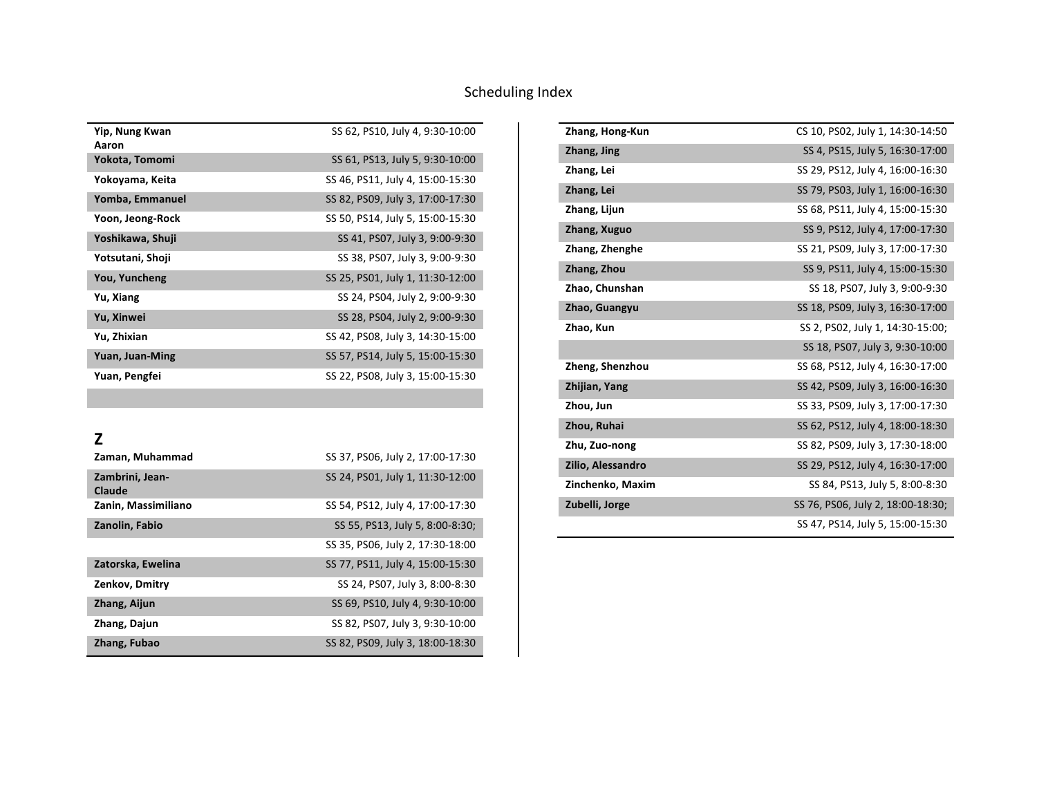# Scheduling Index

| | |
|---|---|
| **Yip, Nung Kwan Aaron** | SS 62, PS10, July 4, 9:30-10:00 |
| **Yokota, Tomomi** | SS 61, PS13, July 5, 9:30-10:00 |
| **Yokoyama, Keita** | SS 46, PS11, July 4, 15:00-15:30 |
| **Yomba, Emmanuel** | SS 82, PS09, July 3, 17:00-17:30 |
| **Yoon, Jeong-Rock** | SS 50, PS14, July 5, 15:00-15:30 |
| **Yoshikawa, Shuji** | SS 41, PS07, July 3, 9:00-9:30 |
| **Yotsutani, Shoji** | SS 38, PS07, July 3, 9:00-9:30 |
| **You, Yuncheng** | SS 25, PS01, July 1, 11:30-12:00 |
| **Yu, Xiang** | SS 24, PS04, July 2, 9:00-9:30 |
| **Yu, Xinwei** | SS 28, PS04, July 2, 9:00-9:30 |
| **Yu, Zhixian** | SS 42, PS08, July 3, 14:30-15:00 |
| **Yuan, Juan-Ming** | SS 57, PS14, July 5, 15:00-15:30 |
| **Yuan, Pengfei** | SS 22, PS08, July 3, 15:00-15:30 |

## Z

| | |
|---|---|
| **Zaman, Muhammad** | SS 37, PS06, July 2, 17:00-17:30 |
| **Zambrini, Jean-Claude** | SS 24, PS01, July 1, 11:30-12:00 |
| **Zanin, Massimiliano** | SS 54, PS12, July 4, 17:00-17:30 |
| **Zanolin, Fabio** | SS 55, PS13, July 5, 8:00-8:30; |
| | SS 35, PS06, July 2, 17:30-18:00 |
| **Zatorska, Ewelina** | SS 77, PS11, July 4, 15:00-15:30 |
| **Zenkov, Dmitry** | SS 24, PS07, July 3, 8:00-8:30 |
| **Zhang, Aijun** | SS 69, PS10, July 4, 9:30-10:00 |
| **Zhang, Dajun** | SS 82, PS07, July 3, 9:30-10:00 |
| **Zhang, Fubao** | SS 82, PS09, July 3, 18:00-18:30 |
| **Zhang, Hong-Kun** | CS 10, PS02, July 1, 14:30-14:50 |
| **Zhang, Jing** | SS 4, PS15, July 5, 16:30-17:00 |
| **Zhang, Lei** | SS 29, PS12, July 4, 16:00-16:30 |
| **Zhang, Lei** | SS 79, PS03, July 1, 16:00-16:30 |
| **Zhang, Lijun** | SS 68, PS11, July 4, 15:00-15:30 |
| **Zhang, Xuguo** | SS 9, PS12, July 4, 17:00-17:30 |
| **Zhang, Zhenghe** | SS 21, PS09, July 3, 17:00-17:30 |
| **Zhang, Zhou** | SS 9, PS11, July 4, 15:00-15:30 |
| **Zhao, Chunshan** | SS 18, PS07, July 3, 9:00-9:30 |
| **Zhao, Guangyu** | SS 18, PS09, July 3, 16:30-17:00 |
| **Zhao, Kun** | SS 2, PS02, July 1, 14:30-15:00; |
| | SS 18, PS07, July 3, 9:30-10:00 |
| **Zheng, Shenzhou** | SS 68, PS12, July 4, 16:30-17:00 |
| **Zhijian, Yang** | SS 42, PS09, July 3, 16:00-16:30 |
| **Zhou, Jun** | SS 33, PS09, July 3, 17:00-17:30 |
| **Zhou, Ruhai** | SS 62, PS12, July 4, 18:00-18:30 |
| **Zhu, Zuo-nong** | SS 82, PS09, July 3, 17:30-18:00 |
| **Zilio, Alessandro** | SS 29, PS12, July 4, 16:30-17:00 |
| **Zinchenko, Maxim** | SS 84, PS13, July 5, 8:00-8:30 |
| **Zubelli, Jorge** | SS 76, PS06, July 2, 18:00-18:30; |
| | SS 47, PS14, July 5, 15:00-15:30 |